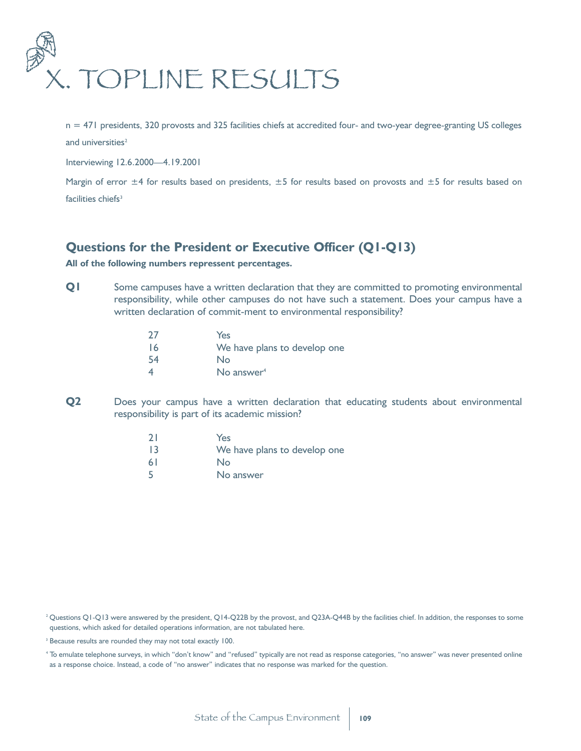# X. TOPLINE RESULTS

n = 471 presidents, 320 provosts and 325 facilities chiefs at accredited four- and two-year degree-granting US colleges and universities[2]

Interviewing 12.6.2000—4.19.2001

Margin of error ±4 for results based on presidents, ±5 for results based on provosts and ±5 for results based on facilities chiefs[3]

## Questions for the President or Executive Officer (Q1-Q13)

**All of the following numbers represent percentages.**

**Q1** Some campuses have a written declaration that they are committed to promoting environmental responsibility, while other campuses do not have such a statement. Does your campus have a written declaration of commit-ment to environmental responsibility?

| | |
|---|---|
| 27 | Yes |
| 16 | We have plans to develop one |
| 54 | No |
| 4 | No answer[4] |

**Q2** Does your campus have a written declaration that educating students about environmental responsibility is part of its academic mission?

| | |
|---|---|
| 21 | Yes |
| 13 | We have plans to develop one |
| 61 | No |
| 5 | No answer |

[2] Questions Q1-Q13 were answered by the president, Q14-Q22B by the provost, and Q23A-Q44B by the facilities chief. In addition, the responses to some questions, which asked for detailed operations information, are not tabulated here.

[3] Because results are rounded they may not total exactly 100.

[4] To emulate telephone surveys, in which "don't know" and "refused" typically are not read as response categories, "no answer" was never presented online as a response choice. Instead, a code of "no answer" indicates that no response was marked for the question.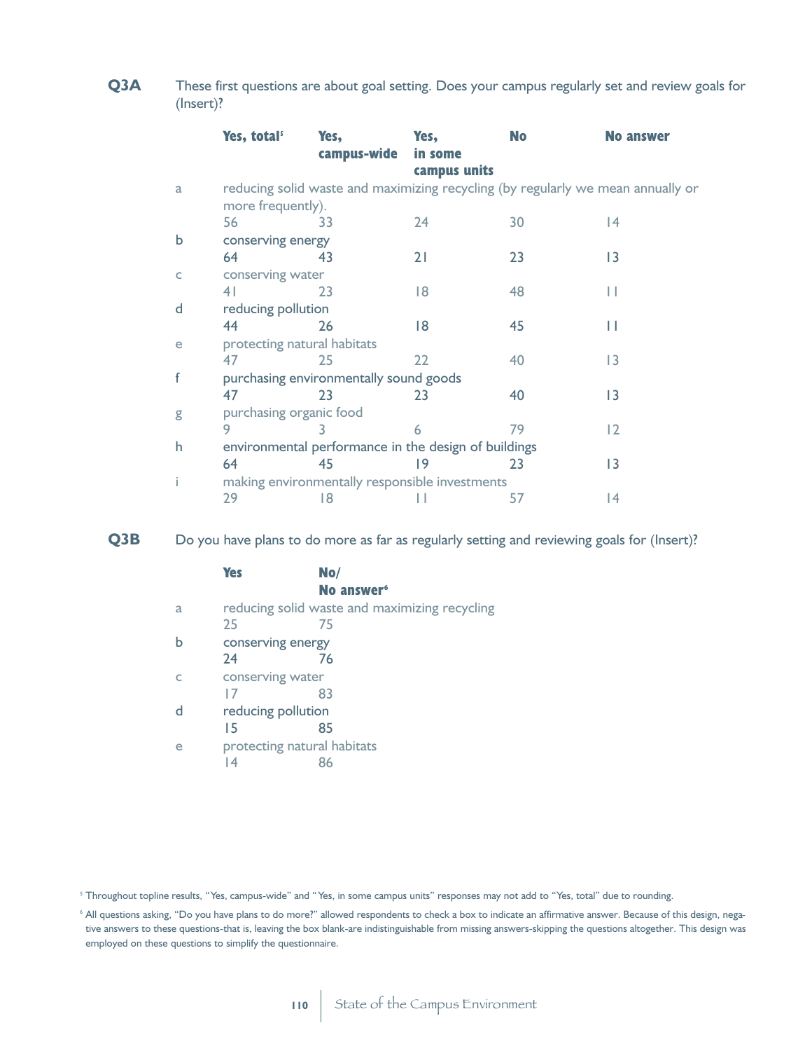**Q3A** These first questions are about goal setting. Does your campus regularly set and review goals for (Insert)?

| | Yes, total[5] | Yes, campus-wide | Yes, in some campus units | No | No answer |
|---|---|---|---|---|---|
| a | reducing solid waste and maximizing recycling (by regularly we mean annually or more frequently). | | | | |
| | 56 | 33 | 24 | 30 | 14 |
| b | conserving energy | | | | |
| | 64 | 43 | 21 | 23 | 13 |
| c | conserving water | | | | |
| | 41 | 23 | 18 | 48 | 11 |
| d | reducing pollution | | | | |
| | 44 | 26 | 18 | 45 | 11 |
| e | protecting natural habitats | | | | |
| | 47 | 25 | 22 | 40 | 13 |
| f | purchasing environmentally sound goods | | | | |
| | 47 | 23 | 23 | 40 | 13 |
| g | purchasing organic food | | | | |
| | 9 | 3 | 6 | 79 | 12 |
| h | environmental performance in the design of buildings | | | | |
| | 64 | 45 | 19 | 23 | 13 |
| i | making environmentally responsible investments | | | | |
| | 29 | 18 | 11 | 57 | 14 |

**Q3B** Do you have plans to do more as far as regularly setting and reviewing goals for (Insert)?

| | Yes | No/ No answer[6] |
|---|---|---|
| a | reducing solid waste and maximizing recycling | |
| | 25 | 75 |
| b | conserving energy | |
| | 24 | 76 |
| c | conserving water | |
| | 17 | 83 |
| d | reducing pollution | |
| | 15 | 85 |
| e | protecting natural habitats | |
| | 14 | 86 |

[5] Throughout topline results, "Yes, campus-wide" and "Yes, in some campus units" responses may not add to "Yes, total" due to rounding.

[6] All questions asking, "Do you have plans to do more?" allowed respondents to check a box to indicate an affirmative answer. Because of this design, negative answers to these questions-that is, leaving the box blank-are indistinguishable from missing answers-skipping the questions altogether. This design was employed on these questions to simplify the questionnaire.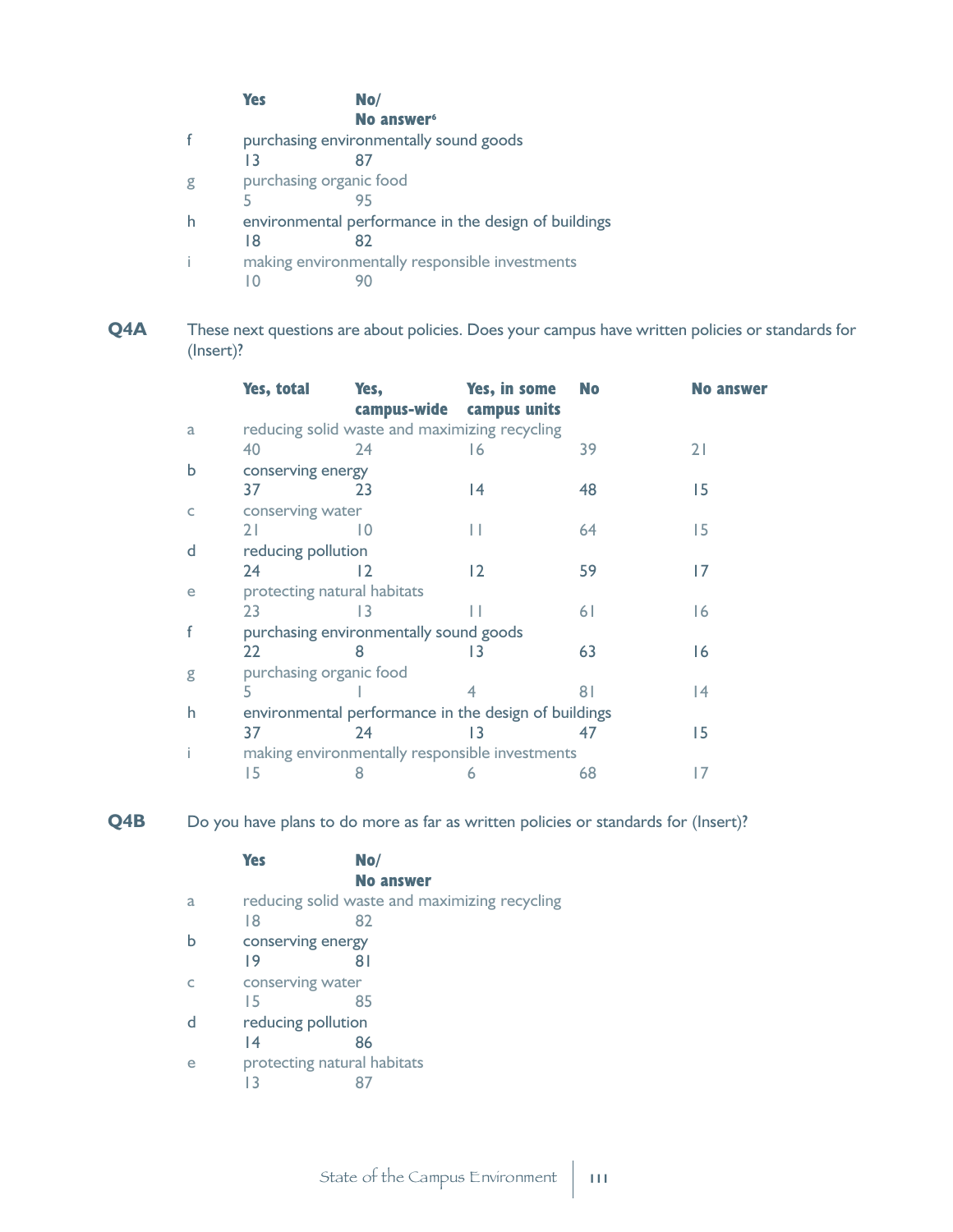| | Yes | No/ No answer[6] |
|---|---|---|
| f | purchasing environmentally sound goods | |
| | 13 | 87 |
| g | purchasing organic food | |
| | 5 | 95 |
| h | environmental performance in the design of buildings | |
| | 18 | 82 |
| i | making environmentally responsible investments | |
| | 10 | 90 |

**Q4A** These next questions are about policies. Does your campus have written policies or standards for (Insert)?

| | Yes, total | Yes, campus-wide | Yes, in some campus units | No | No answer |
|---|---|---|---|---|---|
| a | reducing solid waste and maximizing recycling | | | | |
| | 40 | 24 | 16 | 39 | 21 |
| b | conserving energy | | | | |
| | 37 | 23 | 14 | 48 | 15 |
| c | conserving water | | | | |
| | 21 | 10 | 11 | 64 | 15 |
| d | reducing pollution | | | | |
| | 24 | 12 | 12 | 59 | 17 |
| e | protecting natural habitats | | | | |
| | 23 | 13 | 11 | 61 | 16 |
| f | purchasing environmentally sound goods | | | | |
| | 22 | 8 | 13 | 63 | 16 |
| g | purchasing organic food | | | | |
| | 5 | 1 | 4 | 81 | 14 |
| h | environmental performance in the design of buildings | | | | |
| | 37 | 24 | 13 | 47 | 15 |
| i | making environmentally responsible investments | | | | |
| | 15 | 8 | 6 | 68 | 17 |

**Q4B** Do you have plans to do more as far as written policies or standards for (Insert)?

| | Yes | No/ No answer |
|---|---|---|
| a | reducing solid waste and maximizing recycling | |
| | 18 | 82 |
| b | conserving energy | |
| | 19 | 81 |
| c | conserving water | |
| | 15 | 85 |
| d | reducing pollution | |
| | 14 | 86 |
| e | protecting natural habitats | |
| | 13 | 87 |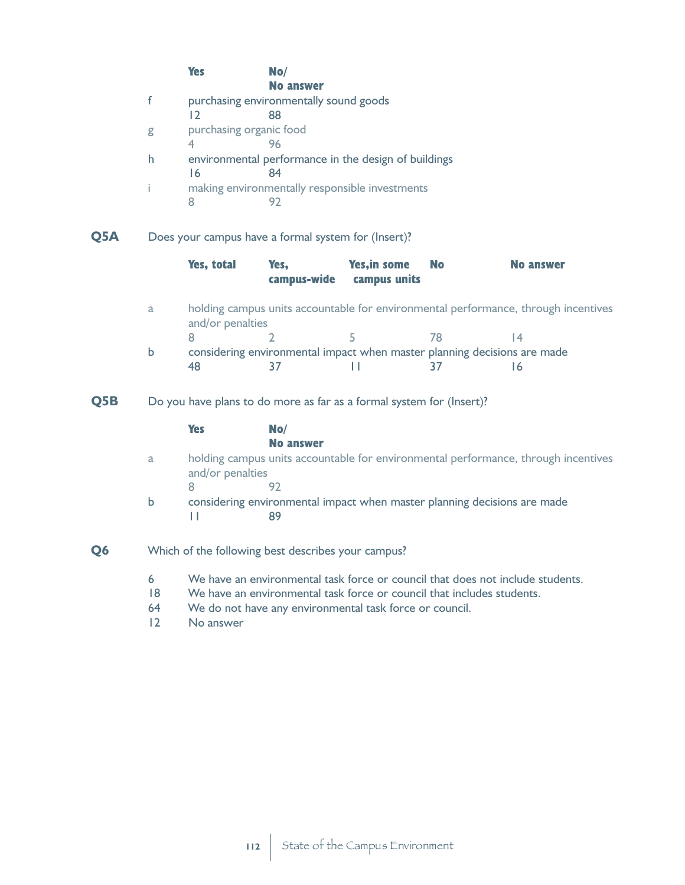| | | Yes | No/ No answer |
|---|---|---|---|
| f | purchasing environmentally sound goods | 12 | 88 |
| g | purchasing organic food | 4 | 96 |
| h | environmental performance in the design of buildings | 16 | 84 |
| i | making environmentally responsible investments | 8 | 92 |

**Q5A** Does your campus have a formal system for (Insert)?

| | | Yes, total | Yes, campus-wide | Yes, in some campus units | No | No answer |
|---|---|---|---|---|---|---|
| a | holding campus units accountable for environmental performance, through incentives and/or penalties | 8 | 2 | 5 | 78 | 14 |
| b | considering environmental impact when master planning decisions are made | 48 | 37 | 11 | 37 | 16 |

**Q5B** Do you have plans to do more as far as a formal system for (Insert)?

| | | Yes | No/ No answer |
|---|---|---|---|
| a | holding campus units accountable for environmental performance, through incentives and/or penalties | 8 | 92 |
| b | considering environmental impact when master planning decisions are made | 11 | 89 |

**Q6** Which of the following best describes your campus?

| | |
|---|---|
| 6 | We have an environmental task force or council that does not include students. |
| 18 | We have an environmental task force or council that includes students. |
| 64 | We do not have any environmental task force or council. |
| 12 | No answer |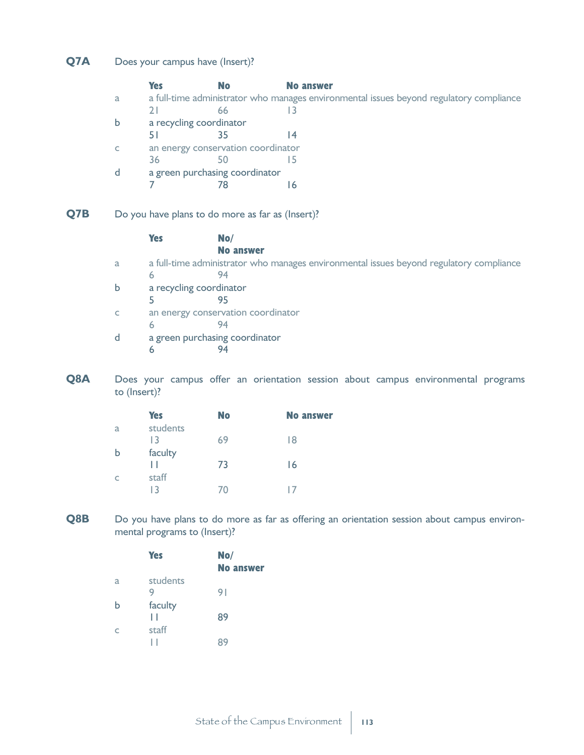**Q7A** Does your campus have (Insert)?

| | Yes | No | No answer |
|---|---|---|---|
| a | a full-time administrator who manages environmental issues beyond regulatory compliance | | |
| | 21 | 66 | 13 |
| b | a recycling coordinator | | |
| | 51 | 35 | 14 |
| c | an energy conservation coordinator | | |
| | 36 | 50 | 15 |
| d | a green purchasing coordinator | | |
| | 7 | 78 | 16 |

**Q7B** Do you have plans to do more as far as (Insert)?

| | Yes | No/ No answer |
|---|---|---|
| a | a full-time administrator who manages environmental issues beyond regulatory compliance | |
| | 6 | 94 |
| b | a recycling coordinator | |
| | 5 | 95 |
| c | an energy conservation coordinator | |
| | 6 | 94 |
| d | a green purchasing coordinator | |
| | 6 | 94 |

**Q8A** Does your campus offer an orientation session about campus environmental programs to (Insert)?

| | Yes | No | No answer |
|---|---|---|---|
| a | students | | |
| | 13 | 69 | 18 |
| b | faculty | | |
| | 11 | 73 | 16 |
| c | staff | | |
| | 13 | 70 | 17 |

**Q8B** Do you have plans to do more as far as offering an orientation session about campus environmental programs to (Insert)?

| | Yes | No/ No answer |
|---|---|---|
| a | students | |
| | 9 | 91 |
| b | faculty | |
| | 11 | 89 |
| c | staff | |
| | 11 | 89 |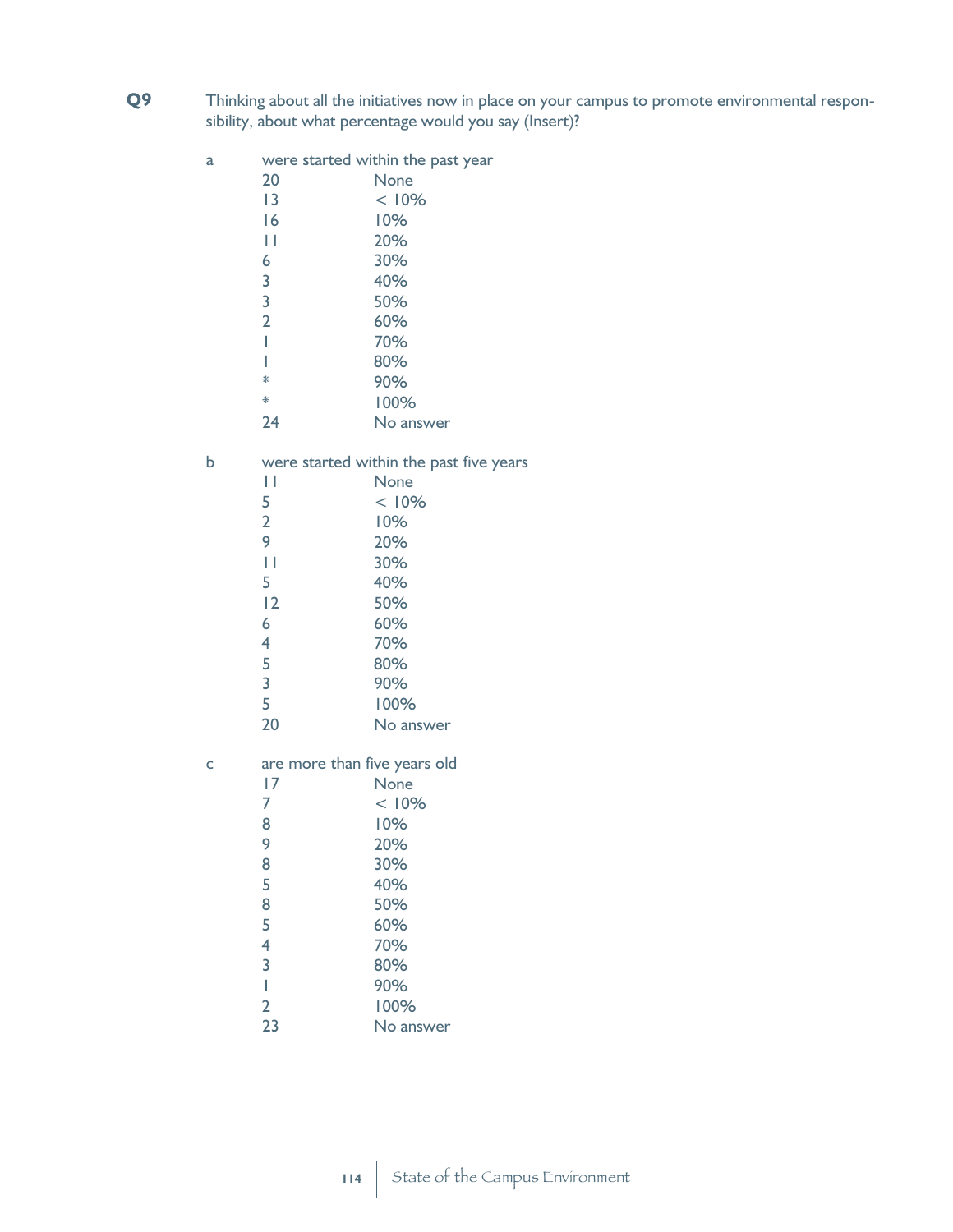**Q9** Thinking about all the initiatives now in place on your campus to promote environmental responsibility, about what percentage would you say (Insert)?

**a** were started within the past year

| | |
|---|---|
| 20 | None |
| 13 | < 10% |
| 16 | 10% |
| 11 | 20% |
| 6 | 30% |
| 3 | 40% |
| 3 | 50% |
| 2 | 60% |
| 1 | 70% |
| 1 | 80% |
| * | 90% |
| * | 100% |
| 24 | No answer |

**b** were started within the past five years

| | |
|---|---|
| 11 | None |
| 5 | < 10% |
| 2 | 10% |
| 9 | 20% |
| 11 | 30% |
| 5 | 40% |
| 12 | 50% |
| 6 | 60% |
| 4 | 70% |
| 5 | 80% |
| 3 | 90% |
| 5 | 100% |
| 20 | No answer |

**c** are more than five years old

| | |
|---|---|
| 17 | None |
| 7 | < 10% |
| 8 | 10% |
| 9 | 20% |
| 8 | 30% |
| 5 | 40% |
| 8 | 50% |
| 5 | 60% |
| 4 | 70% |
| 3 | 80% |
| 1 | 90% |
| 2 | 100% |
| 23 | No answer |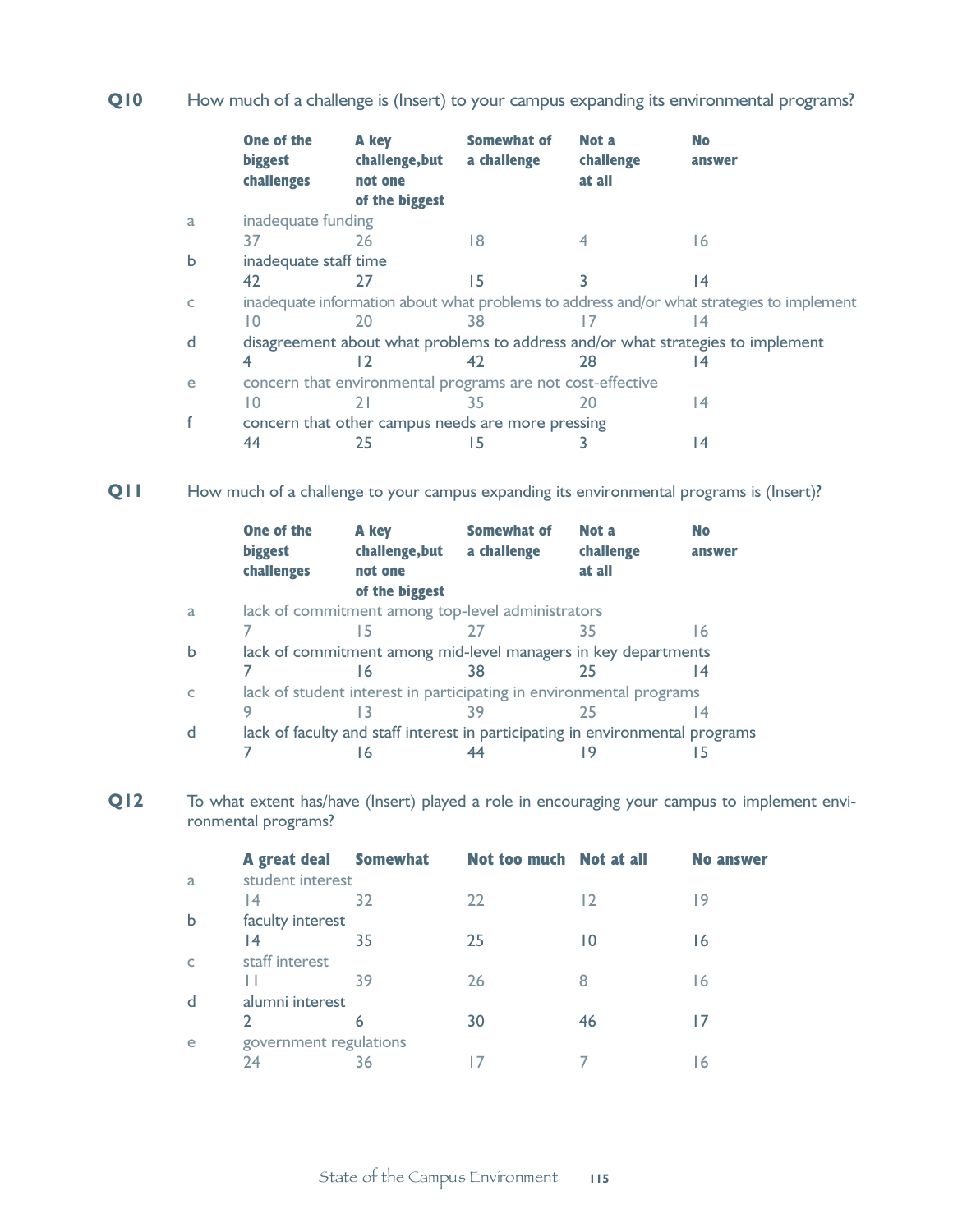**Q10** How much of a challenge is (Insert) to your campus expanding its environmental programs?

| | | One of the biggest challenges | A key challenge, but not one of the biggest | Somewhat of a challenge | Not a challenge at all | No answer |
|---|---|---|---|---|---|---|
| a | inadequate funding | 37 | 26 | 18 | 4 | 16 |
| b | inadequate staff time | 42 | 27 | 15 | 3 | 14 |
| c | inadequate information about what problems to address and/or what strategies to implement | 10 | 20 | 38 | 17 | 14 |
| d | disagreement about what problems to address and/or what strategies to implement | 4 | 12 | 42 | 28 | 14 |
| e | concern that environmental programs are not cost-effective | 10 | 21 | 35 | 20 | 14 |
| f | concern that other campus needs are more pressing | 44 | 25 | 15 | 3 | 14 |

**Q11** How much of a challenge to your campus expanding its environmental programs is (Insert)?

| | | One of the biggest challenges | A key challenge, but not one of the biggest | Somewhat of a challenge | Not a challenge at all | No answer |
|---|---|---|---|---|---|---|
| a | lack of commitment among top-level administrators | 7 | 15 | 27 | 35 | 16 |
| b | lack of commitment among mid-level managers in key departments | 7 | 16 | 38 | 25 | 14 |
| c | lack of student interest in participating in environmental programs | 9 | 13 | 39 | 25 | 14 |
| d | lack of faculty and staff interest in participating in environmental programs | 7 | 16 | 44 | 19 | 15 |

**Q12** To what extent has/have (Insert) played a role in encouraging your campus to implement environmental programs?

| | | A great deal | Somewhat | Not too much | Not at all | No answer |
|---|---|---|---|---|---|---|
| a | student interest | 14 | 32 | 22 | 12 | 19 |
| b | faculty interest | 14 | 35 | 25 | 10 | 16 |
| c | staff interest | 11 | 39 | 26 | 8 | 16 |
| d | alumni interest | 2 | 6 | 30 | 46 | 17 |
| e | government regulations | 24 | 36 | 17 | 7 | 16 |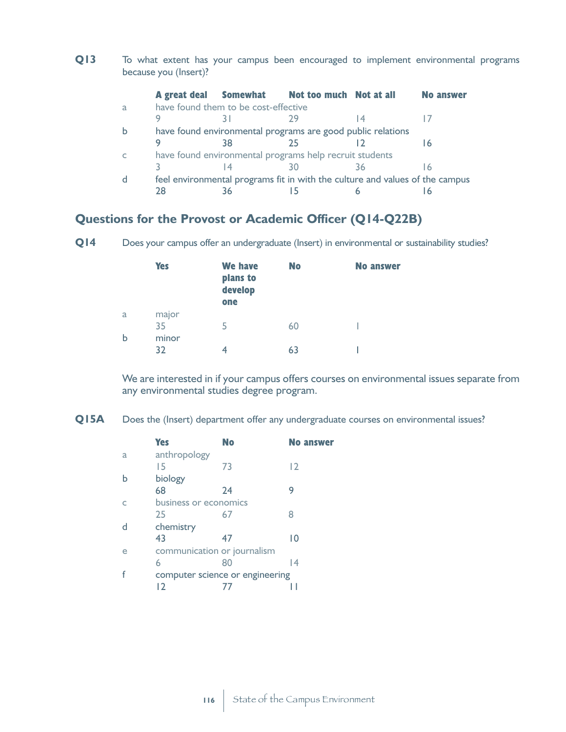**Q13** To what extent has your campus been encouraged to implement environmental programs because you (Insert)?

| | | A great deal | Somewhat | Not too much | Not at all | No answer |
|---|---|---|---|---|---|---|
| a | have found them to be cost-effective | 9 | 31 | 29 | 14 | 17 |
| b | have found environmental programs are good public relations | 9 | 38 | 25 | 12 | 16 |
| c | have found environmental programs help recruit students | 3 | 14 | 30 | 36 | 16 |
| d | feel environmental programs fit in with the culture and values of the campus | 28 | 36 | 15 | 6 | 16 |

## Questions for the Provost or Academic Officer (Q14-Q22B)

**Q14** Does your campus offer an undergraduate (Insert) in environmental or sustainability studies?

| | | Yes | We have plans to develop one | No | No answer |
|---|---|---|---|---|---|
| a | major | 35 | 5 | 60 | 1 |
| b | minor | 32 | 4 | 63 | 1 |

We are interested in if your campus offers courses on environmental issues separate from any environmental studies degree program.

**Q15A** Does the (Insert) department offer any undergraduate courses on environmental issues?

| | | Yes | No | No answer |
|---|---|---|---|---|
| a | anthropology | 15 | 73 | 12 |
| b | biology | 68 | 24 | 9 |
| c | business or economics | 25 | 67 | 8 |
| d | chemistry | 43 | 47 | 10 |
| e | communication or journalism | 6 | 80 | 14 |
| f | computer science or engineering | 12 | 77 | 11 |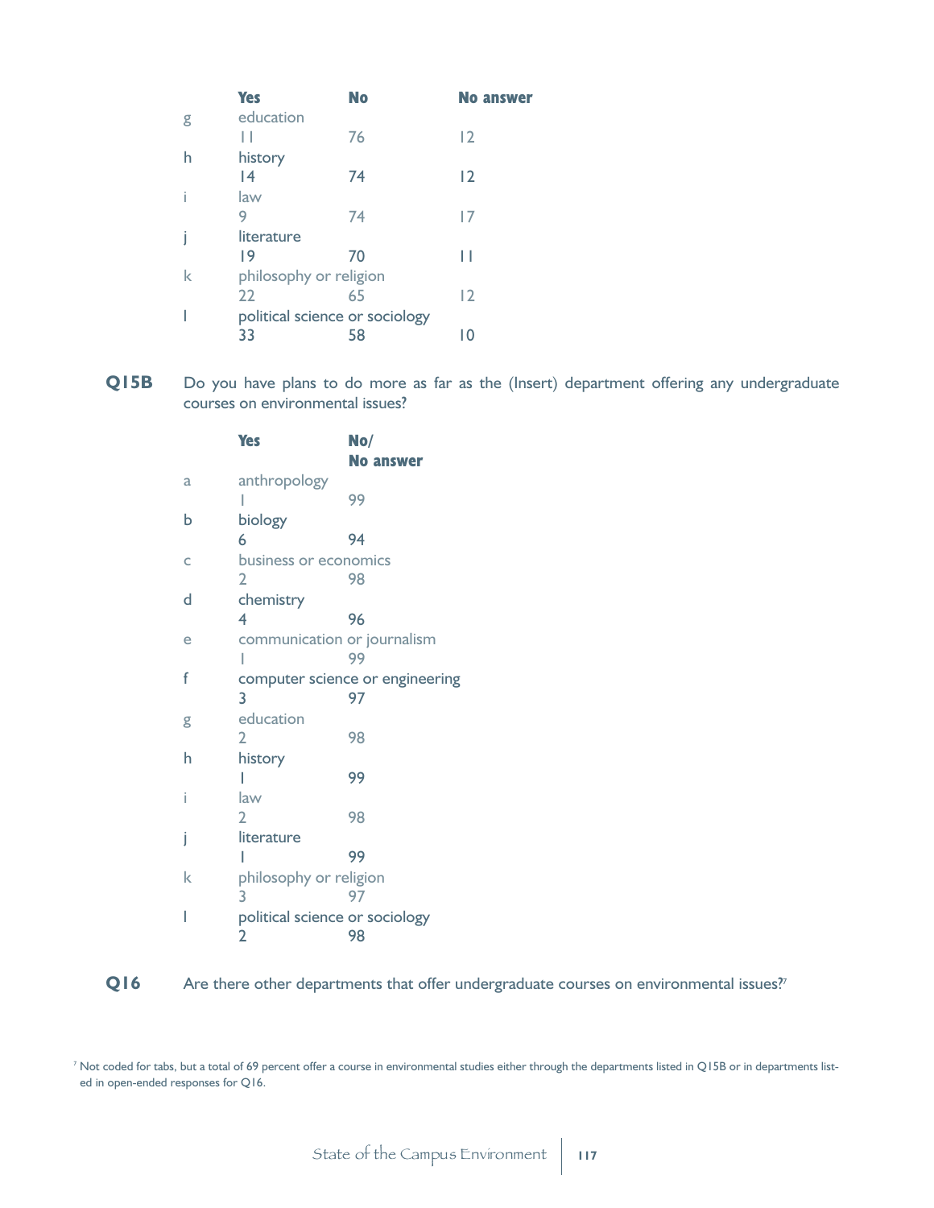| | | Yes | No | No answer |
|---|---|---|---|---|
| g | education | 11 | 76 | 12 |
| h | history | 14 | 74 | 12 |
| i | law | 9 | 74 | 17 |
| j | literature | 19 | 70 | 11 |
| k | philosophy or religion | 22 | 65 | 12 |
| l | political science or sociology | 33 | 58 | 10 |

**Q15B** Do you have plans to do more as far as the (Insert) department offering any undergraduate courses on environmental issues?

| | | Yes | No/ No answer |
|---|---|---|---|
| a | anthropology | 1 | 99 |
| b | biology | 6 | 94 |
| c | business or economics | 2 | 98 |
| d | chemistry | 4 | 96 |
| e | communication or journalism | 1 | 99 |
| f | computer science or engineering | 3 | 97 |
| g | education | 2 | 98 |
| h | history | 1 | 99 |
| i | law | 2 | 98 |
| j | literature | 1 | 99 |
| k | philosophy or religion | 3 | 97 |
| l | political science or sociology | 2 | 98 |

**Q16** Are there other departments that offer undergraduate courses on environmental issues?[7]

[7] Not coded for tabs, but a total of 69 percent offer a course in environmental studies either through the departments listed in Q15B or in departments listed in open-ended responses for Q16.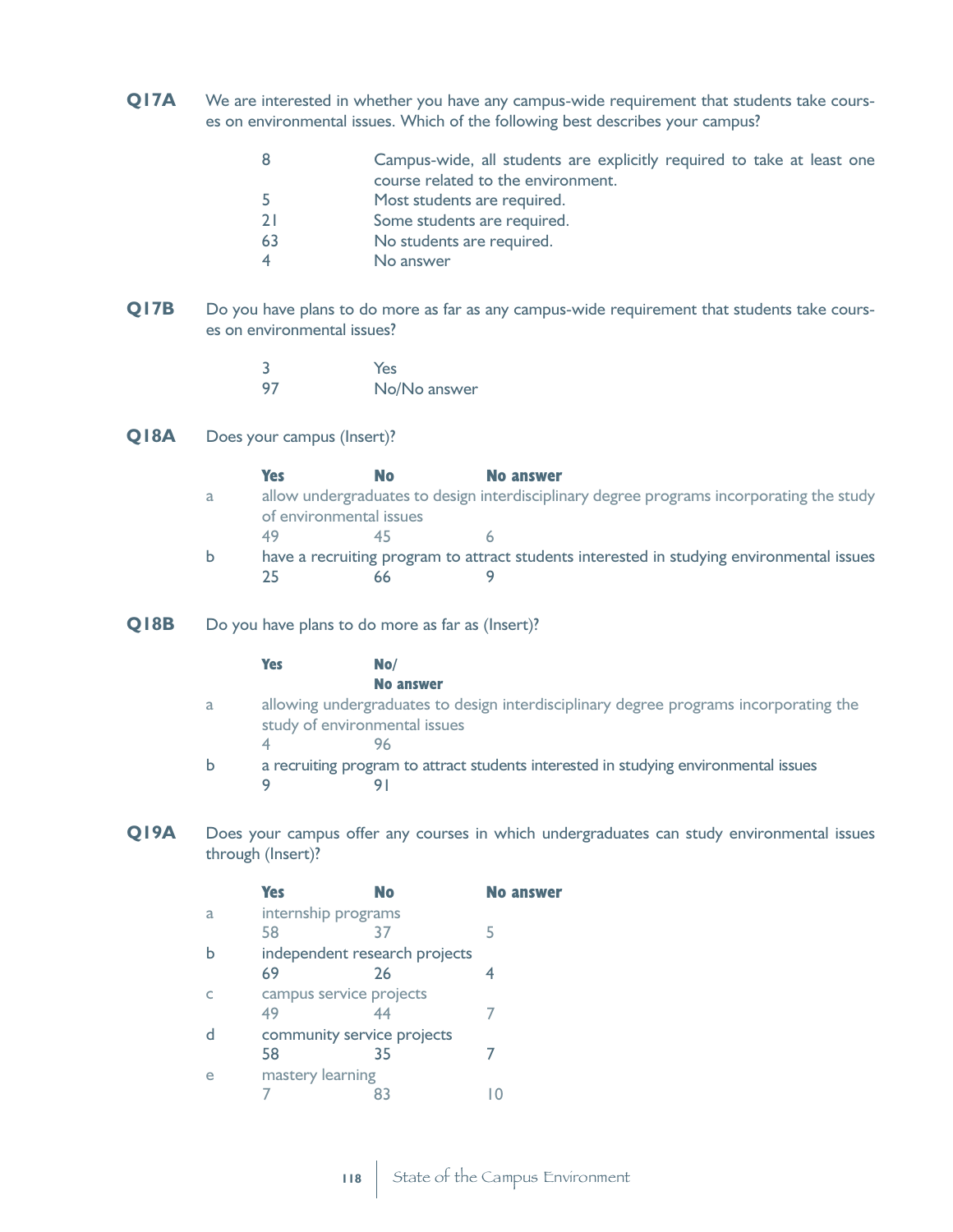**Q17A** We are interested in whether you have any campus-wide requirement that students take courses on environmental issues. Which of the following best describes your campus?

| | |
|---|---|
| 8 | Campus-wide, all students are explicitly required to take at least one course related to the environment. |
| 5 | Most students are required. |
| 21 | Some students are required. |
| 63 | No students are required. |
| 4 | No answer |

**Q17B** Do you have plans to do more as far as any campus-wide requirement that students take courses on environmental issues?

| | |
|---|---|
| 3 | Yes |
| 97 | No/No answer |

**Q18A** Does your campus (Insert)?

| | Yes | No | No answer |
|---|---|---|---|
| a. allow undergraduates to design interdisciplinary degree programs incorporating the study of environmental issues | 49 | 45 | 6 |
| b. have a recruiting program to attract students interested in studying environmental issues | 25 | 66 | 9 |

**Q18B** Do you have plans to do more as far as (Insert)?

| | Yes | No/ No answer |
|---|---|---|
| a. allowing undergraduates to design interdisciplinary degree programs incorporating the study of environmental issues | 4 | 96 |
| b. a recruiting program to attract students interested in studying environmental issues | 9 | 91 |

**Q19A** Does your campus offer any courses in which undergraduates can study environmental issues through (Insert)?

| | Yes | No | No answer |
|---|---|---|---|
| a. internship programs | 58 | 37 | 5 |
| b. independent research projects | 69 | 26 | 4 |
| c. campus service projects | 49 | 44 | 7 |
| d. community service projects | 58 | 35 | 7 |
| e. mastery learning | 7 | 83 | 10 |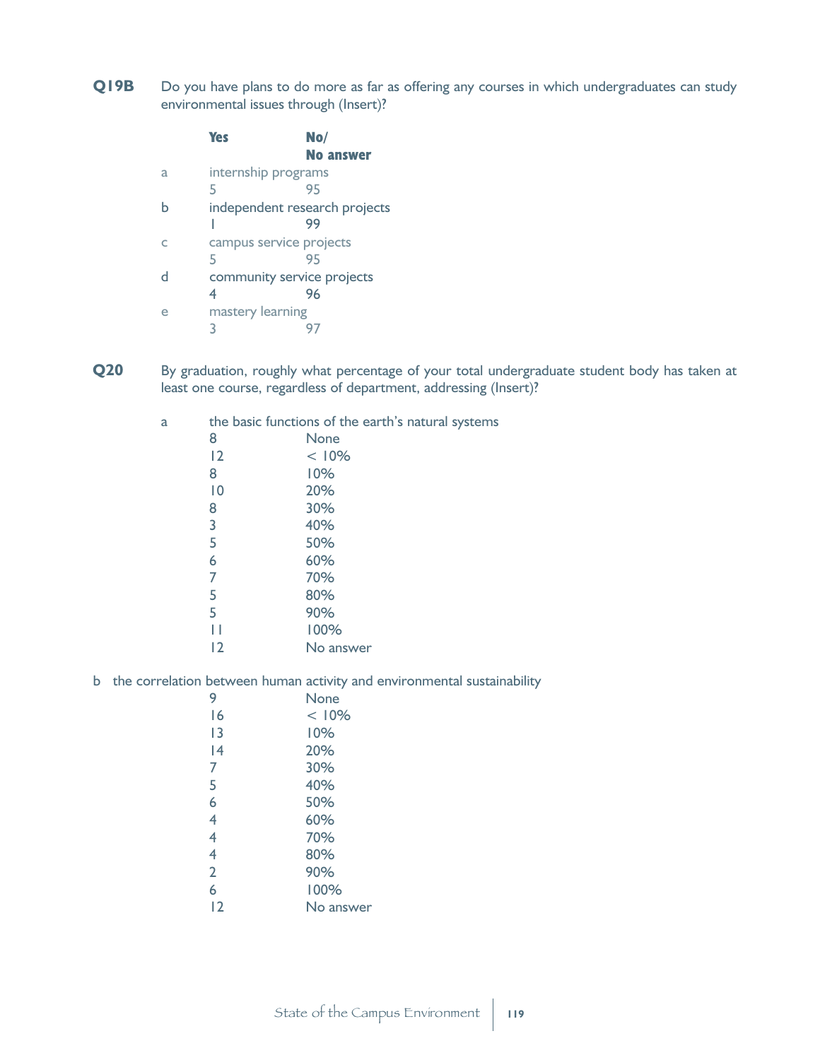**Q19B** Do you have plans to do more as far as offering any courses in which undergraduates can study environmental issues through (Insert)?

| | Yes | No/ No answer |
|---|---|---|
| a | internship programs | |
| | 5 | 95 |
| b | independent research projects | |
| | 1 | 99 |
| c | campus service projects | |
| | 5 | 95 |
| d | community service projects | |
| | 4 | 96 |
| e | mastery learning | |
| | 3 | 97 |

**Q20** By graduation, roughly what percentage of your total undergraduate student body has taken at least one course, regardless of department, addressing (Insert)?

a the basic functions of the earth's natural systems

| | |
|---|---|
| 8 | None |
| 12 | < 10% |
| 8 | 10% |
| 10 | 20% |
| 8 | 30% |
| 3 | 40% |
| 5 | 50% |
| 6 | 60% |
| 7 | 70% |
| 5 | 80% |
| 5 | 90% |
| 11 | 100% |
| 12 | No answer |

b the correlation between human activity and environmental sustainability

| | |
|---|---|
| 9 | None |
| 16 | < 10% |
| 13 | 10% |
| 14 | 20% |
| 7 | 30% |
| 5 | 40% |
| 6 | 50% |
| 4 | 60% |
| 4 | 70% |
| 4 | 80% |
| 2 | 90% |
| 6 | 100% |
| 12 | No answer |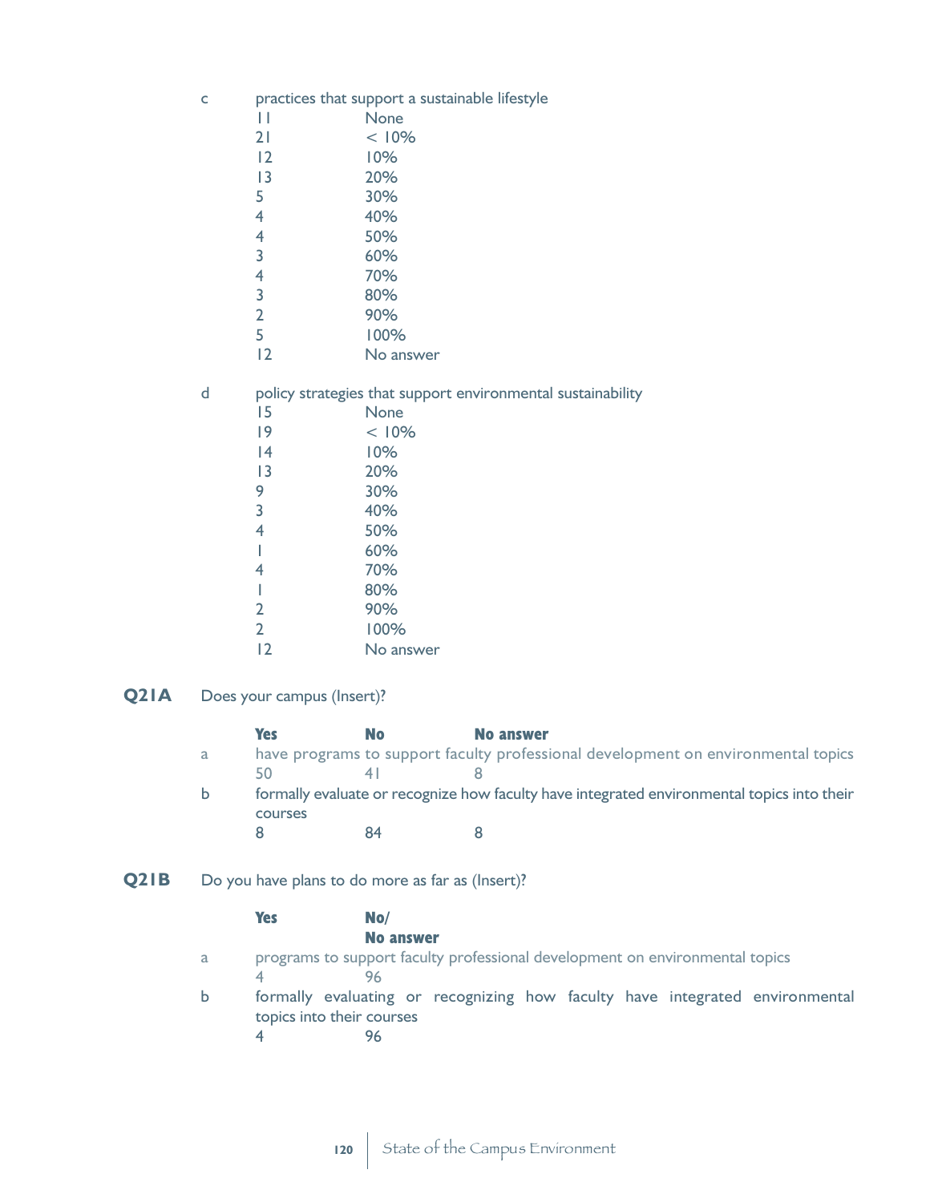c practices that support a sustainable lifestyle

| | |
|---|---|
| 11 | None |
| 21 | < 10% |
| 12 | 10% |
| 13 | 20% |
| 5 | 30% |
| 4 | 40% |
| 4 | 50% |
| 3 | 60% |
| 4 | 70% |
| 3 | 80% |
| 2 | 90% |
| 5 | 100% |
| 12 | No answer |

d policy strategies that support environmental sustainability

| | |
|---|---|
| 15 | None |
| 19 | < 10% |
| 14 | 10% |
| 13 | 20% |
| 9 | 30% |
| 3 | 40% |
| 4 | 50% |
| 1 | 60% |
| 4 | 70% |
| 1 | 80% |
| 2 | 90% |
| 2 | 100% |
| 12 | No answer |

**Q21A** Does your campus (Insert)?

| | **Yes** | **No** | **No answer** |
|---|---|---|---|
| a have programs to support faculty professional development on environmental topics | 50 | 41 | 8 |
| b formally evaluate or recognize how faculty have integrated environmental topics into their courses | 8 | 84 | 8 |

**Q21B** Do you have plans to do more as far as (Insert)?

| | **Yes** | **No/ No answer** |
|---|---|---|
| a programs to support faculty professional development on environmental topics | 4 | 96 |
| b formally evaluating or recognizing how faculty have integrated environmental topics into their courses | 4 | 96 |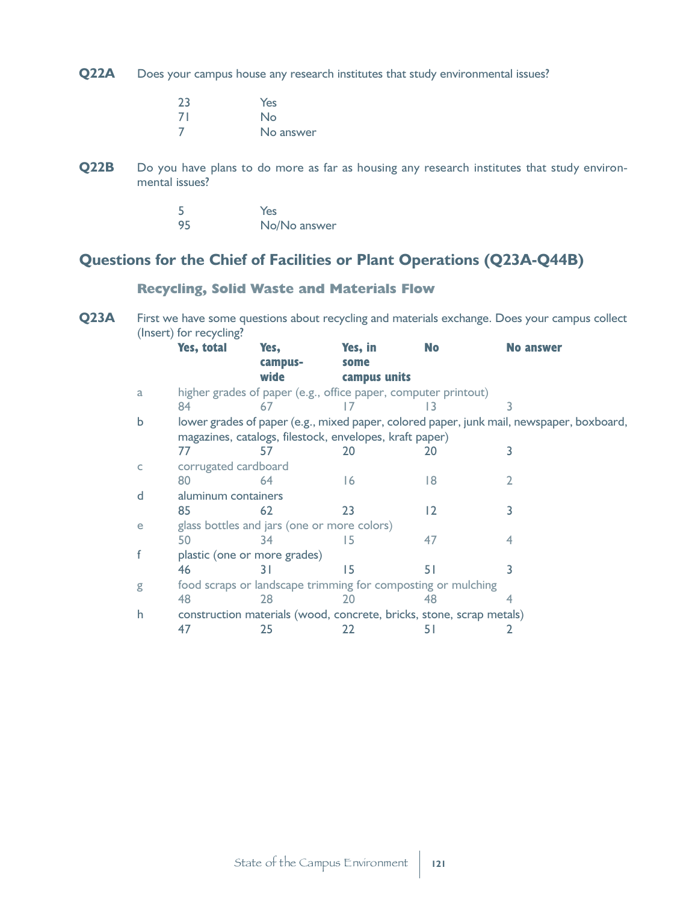**Q22A** Does your campus house any research institutes that study environmental issues?

| | |
|---|---|
| 23 | Yes |
| 71 | No |
| 7 | No answer |

**Q22B** Do you have plans to do more as far as housing any research institutes that study environmental issues?

| | |
|---|---|
| 5 | Yes |
| 95 | No/No answer |

## Questions for the Chief of Facilities or Plant Operations (Q23A-Q44B)

### Recycling, Solid Waste and Materials Flow

**Q23A** First we have some questions about recycling and materials exchange. Does your campus collect (Insert) for recycling?

| | Yes, total | Yes, campus-wide | Yes, in some campus units | No | No answer |
|---|---|---|---|---|---|
| a | higher grades of paper (e.g., office paper, computer printout) | | | | |
| | 84 | 67 | 17 | 13 | 3 |
| b | lower grades of paper (e.g., mixed paper, colored paper, junk mail, newspaper, boxboard, magazines, catalogs, filestock, envelopes, kraft paper) | | | | |
| | 77 | 57 | 20 | 20 | 3 |
| c | corrugated cardboard | | | | |
| | 80 | 64 | 16 | 18 | 2 |
| d | aluminum containers | | | | |
| | 85 | 62 | 23 | 12 | 3 |
| e | glass bottles and jars (one or more colors) | | | | |
| | 50 | 34 | 15 | 47 | 4 |
| f | plastic (one or more grades) | | | | |
| | 46 | 31 | 15 | 51 | 3 |
| g | food scraps or landscape trimming for composting or mulching | | | | |
| | 48 | 28 | 20 | 48 | 4 |
| h | construction materials (wood, concrete, bricks, stone, scrap metals) | | | | |
| | 47 | 25 | 22 | 51 | 2 |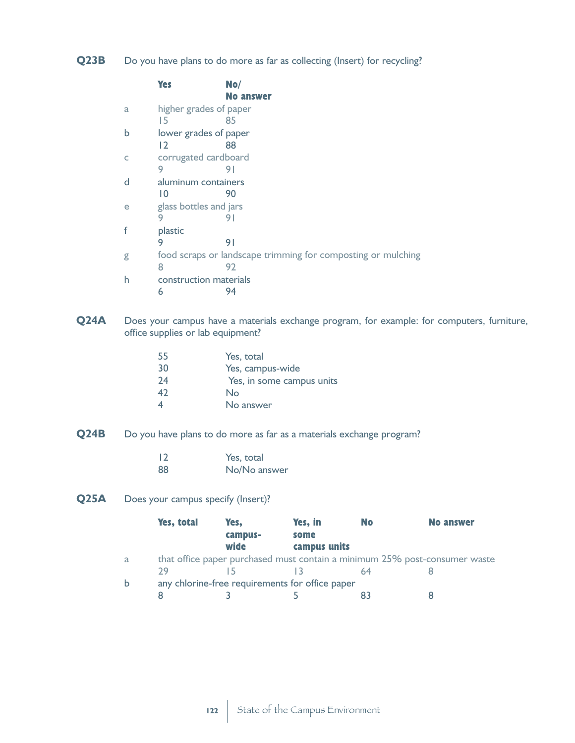**Q23B** Do you have plans to do more as far as collecting (Insert) for recycling?

| | | Yes | No/ No answer |
|---|---|---|---|
| a | higher grades of paper | 15 | 85 |
| b | lower grades of paper | 12 | 88 |
| c | corrugated cardboard | 9 | 91 |
| d | aluminum containers | 10 | 90 |
| e | glass bottles and jars | 9 | 91 |
| f | plastic | 9 | 91 |
| g | food scraps or landscape trimming for composting or mulching | 8 | 92 |
| h | construction materials | 6 | 94 |

**Q24A** Does your campus have a materials exchange program, for example: for computers, furniture, office supplies or lab equipment?

| | |
|---|---|
| 55 | Yes, total |
| 30 | Yes, campus-wide |
| 24 | Yes, in some campus units |
| 42 | No |
| 4 | No answer |

**Q24B** Do you have plans to do more as far as a materials exchange program?

| | |
|---|---|
| 12 | Yes, total |
| 88 | No/No answer |

**Q25A** Does your campus specify (Insert)?

| | | Yes, total | Yes, campus-wide | Yes, in some campus units | No | No answer |
|---|---|---|---|---|---|---|
| a | that office paper purchased must contain a minimum 25% post-consumer waste | 29 | 15 | 13 | 64 | 8 |
| b | any chlorine-free requirements for office paper | 8 | 3 | 5 | 83 | 8 |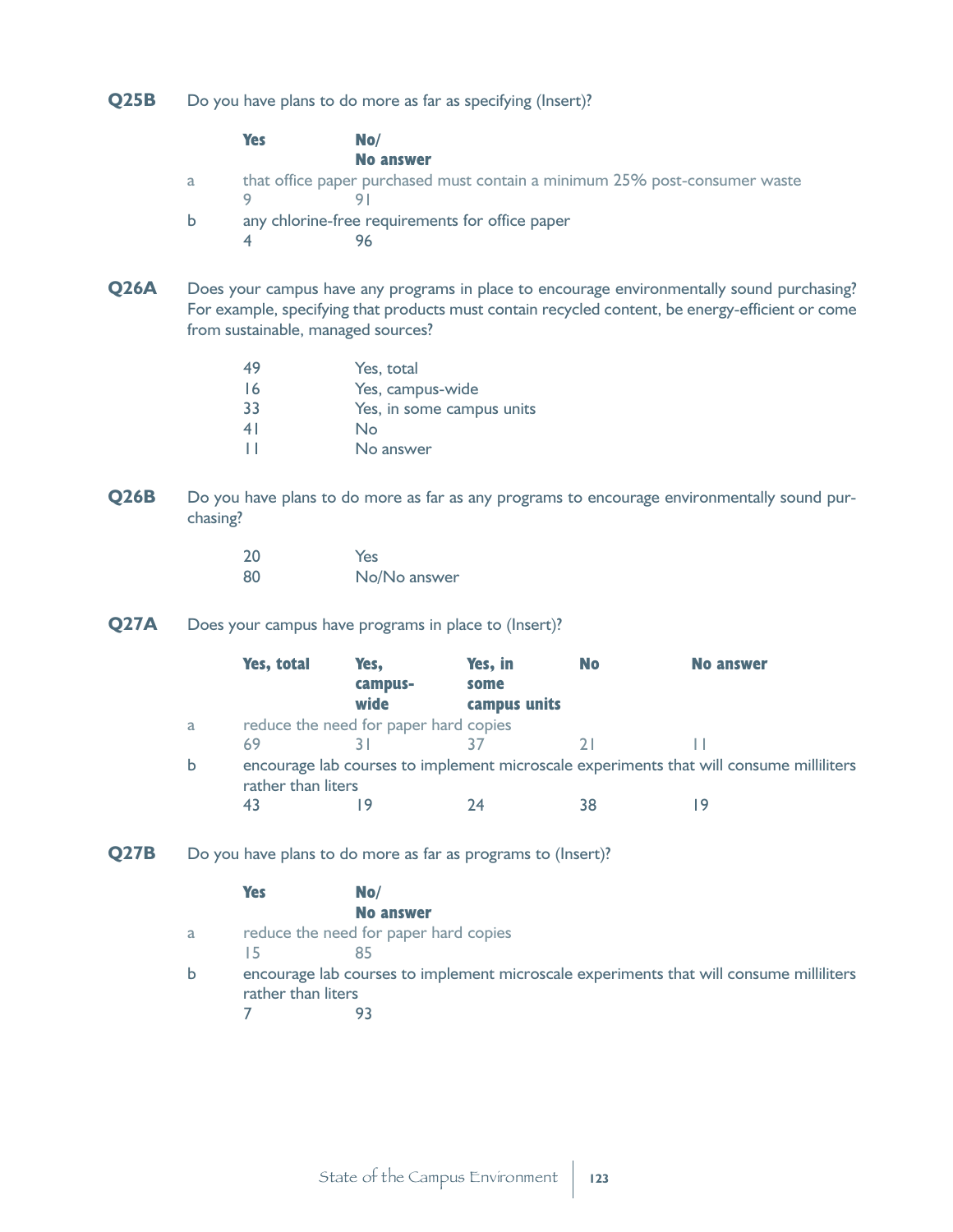**Q25B** Do you have plans to do more as far as specifying (Insert)?

| | Yes | No/ No answer |
|---|---|---|
| a that office paper purchased must contain a minimum 25% post-consumer waste | 9 | 91 |
| b any chlorine-free requirements for office paper | 4 | 96 |

**Q26A** Does your campus have any programs in place to encourage environmentally sound purchasing? For example, specifying that products must contain recycled content, be energy-efficient or come from sustainable, managed sources?

| | |
|---|---|
| 49 | Yes, total |
| 16 | Yes, campus-wide |
| 33 | Yes, in some campus units |
| 41 | No |
| 11 | No answer |

**Q26B** Do you have plans to do more as far as any programs to encourage environmentally sound purchasing?

| | |
|---|---|
| 20 | Yes |
| 80 | No/No answer |

**Q27A** Does your campus have programs in place to (Insert)?

| | Yes, total | Yes, campus-wide | Yes, in some campus units | No | No answer |
|---|---|---|---|---|---|
| a reduce the need for paper hard copies | 69 | 31 | 37 | 21 | 11 |
| b encourage lab courses to implement microscale experiments that will consume milliliters rather than liters | 43 | 19 | 24 | 38 | 19 |

**Q27B** Do you have plans to do more as far as programs to (Insert)?

| | Yes | No/ No answer |
|---|---|---|
| a reduce the need for paper hard copies | 15 | 85 |
| b encourage lab courses to implement microscale experiments that will consume milliliters rather than liters | 7 | 93 |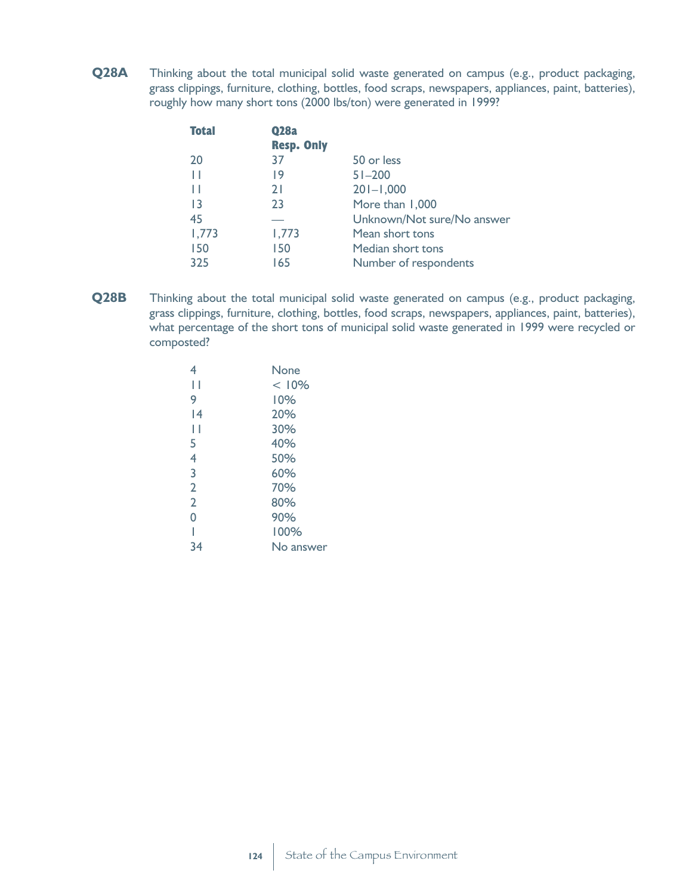**Q28A** Thinking about the total municipal solid waste generated on campus (e.g., product packaging, grass clippings, furniture, clothing, bottles, food scraps, newspapers, appliances, paint, batteries), roughly how many short tons (2000 lbs/ton) were generated in 1999?

| Total | Q28a Resp. Only | |
|---|---|---|
| 20 | 37 | 50 or less |
| 11 | 19 | 51–200 |
| 11 | 21 | 201–1,000 |
| 13 | 23 | More than 1,000 |
| 45 | — | Unknown/Not sure/No answer |
| 1,773 | 1,773 | Mean short tons |
| 150 | 150 | Median short tons |
| 325 | 165 | Number of respondents |

**Q28B** Thinking about the total municipal solid waste generated on campus (e.g., product packaging, grass clippings, furniture, clothing, bottles, food scraps, newspapers, appliances, paint, batteries), what percentage of the short tons of municipal solid waste generated in 1999 were recycled or composted?

| | |
|---|---|
| 4 | None |
| 11 | < 10% |
| 9 | 10% |
| 14 | 20% |
| 11 | 30% |
| 5 | 40% |
| 4 | 50% |
| 3 | 60% |
| 2 | 70% |
| 2 | 80% |
| 0 | 90% |
| 1 | 100% |
| 34 | No answer |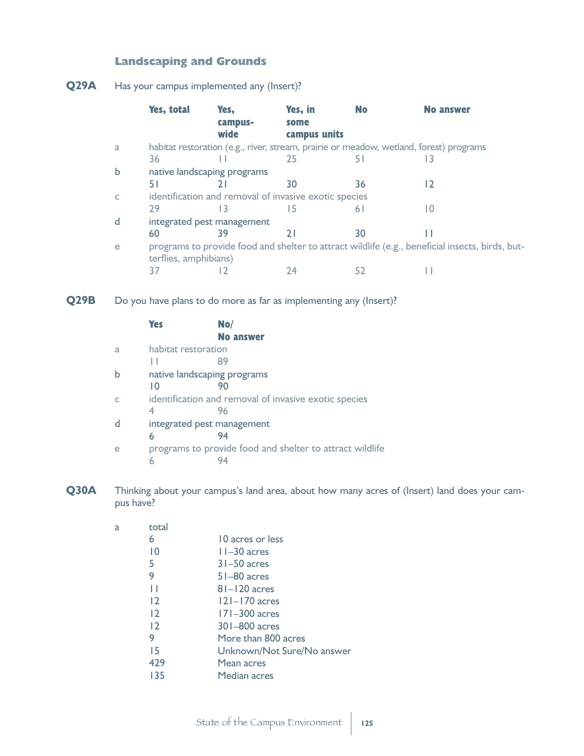## Landscaping and Grounds

**Q29A** Has your campus implemented any (Insert)?

| | Yes, total | Yes, campus-wide | Yes, in some campus units | No | No answer |
|---|---|---|---|---|---|
| a habitat restoration (e.g., river, stream, prairie or meadow, wetland, forest) programs | 36 | 11 | 25 | 51 | 13 |
| b native landscaping programs | 51 | 21 | 30 | 36 | 12 |
| c identification and removal of invasive exotic species | 29 | 13 | 15 | 61 | 10 |
| d integrated pest management | 60 | 39 | 21 | 30 | 11 |
| e programs to provide food and shelter to attract wildlife (e.g., beneficial insects, birds, butterflies, amphibians) | 37 | 12 | 24 | 52 | 11 |

**Q29B** Do you have plans to do more as far as implementing any (Insert)?

| | Yes | No/ No answer |
|---|---|---|
| a habitat restoration | 11 | 89 |
| b native landscaping programs | 10 | 90 |
| c identification and removal of invasive exotic species | 4 | 96 |
| d integrated pest management | 6 | 94 |
| e programs to provide food and shelter to attract wildlife | 6 | 94 |

**Q30A** Thinking about your campus's land area, about how many acres of (Insert) land does your campus have?

a total

| | |
|---|---|
| 6 | 10 acres or less |
| 10 | 11–30 acres |
| 5 | 31–50 acres |
| 9 | 51–80 acres |
| 11 | 81–120 acres |
| 12 | 121–170 acres |
| 12 | 171–300 acres |
| 12 | 301–800 acres |
| 9 | More than 800 acres |
| 15 | Unknown/Not Sure/No answer |
| 429 | Mean acres |
| 135 | Median acres |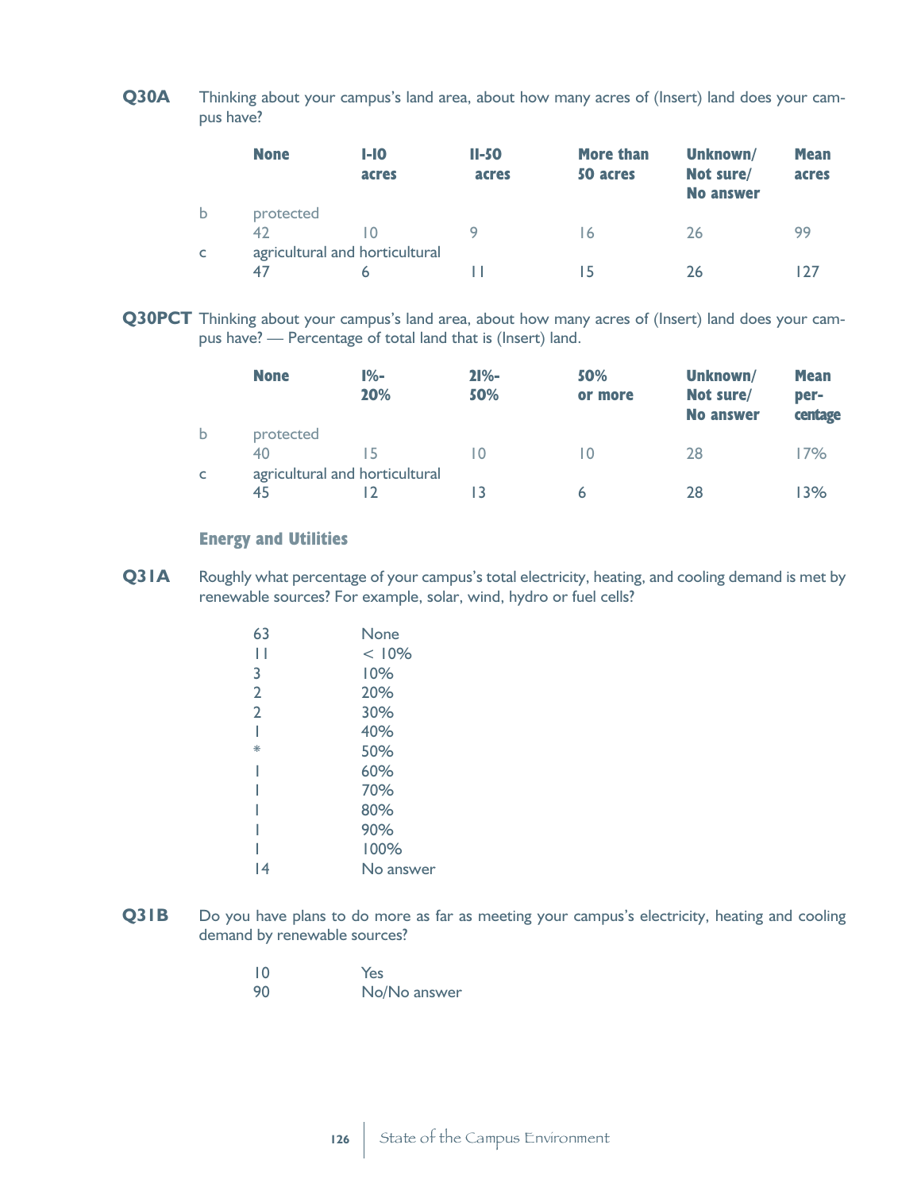**Q30A** Thinking about your campus's land area, about how many acres of (Insert) land does your campus have?

| | None | 1-10 acres | 11-50 acres | More than 50 acres | Unknown/ Not sure/ No answer | Mean acres |
|---|---|---|---|---|---|---|
| b protected | 42 | 10 | 9 | 16 | 26 | 99 |
| c agricultural and horticultural | 47 | 6 | 11 | 15 | 26 | 127 |

**Q30PCT** Thinking about your campus's land area, about how many acres of (Insert) land does your campus have? — Percentage of total land that is (Insert) land.

| | None | 1%-20% | 21%-50% | 50% or more | Unknown/ Not sure/ No answer | Mean percentage |
|---|---|---|---|---|---|---|
| b protected | 40 | 15 | 10 | 10 | 28 | 17% |
| c agricultural and horticultural | 45 | 12 | 13 | 6 | 28 | 13% |

### Energy and Utilities

**Q31A** Roughly what percentage of your campus's total electricity, heating, and cooling demand is met by renewable sources? For example, solar, wind, hydro or fuel cells?

| | |
|---|---|
| 63 | None |
| 11 | < 10% |
| 3 | 10% |
| 2 | 20% |
| 2 | 30% |
| 1 | 40% |
| * | 50% |
| 1 | 60% |
| 1 | 70% |
| 1 | 80% |
| 1 | 90% |
| 1 | 100% |
| 14 | No answer |

**Q31B** Do you have plans to do more as far as meeting your campus's electricity, heating and cooling demand by renewable sources?

| | |
|---|---|
| 10 | Yes |
| 90 | No/No answer |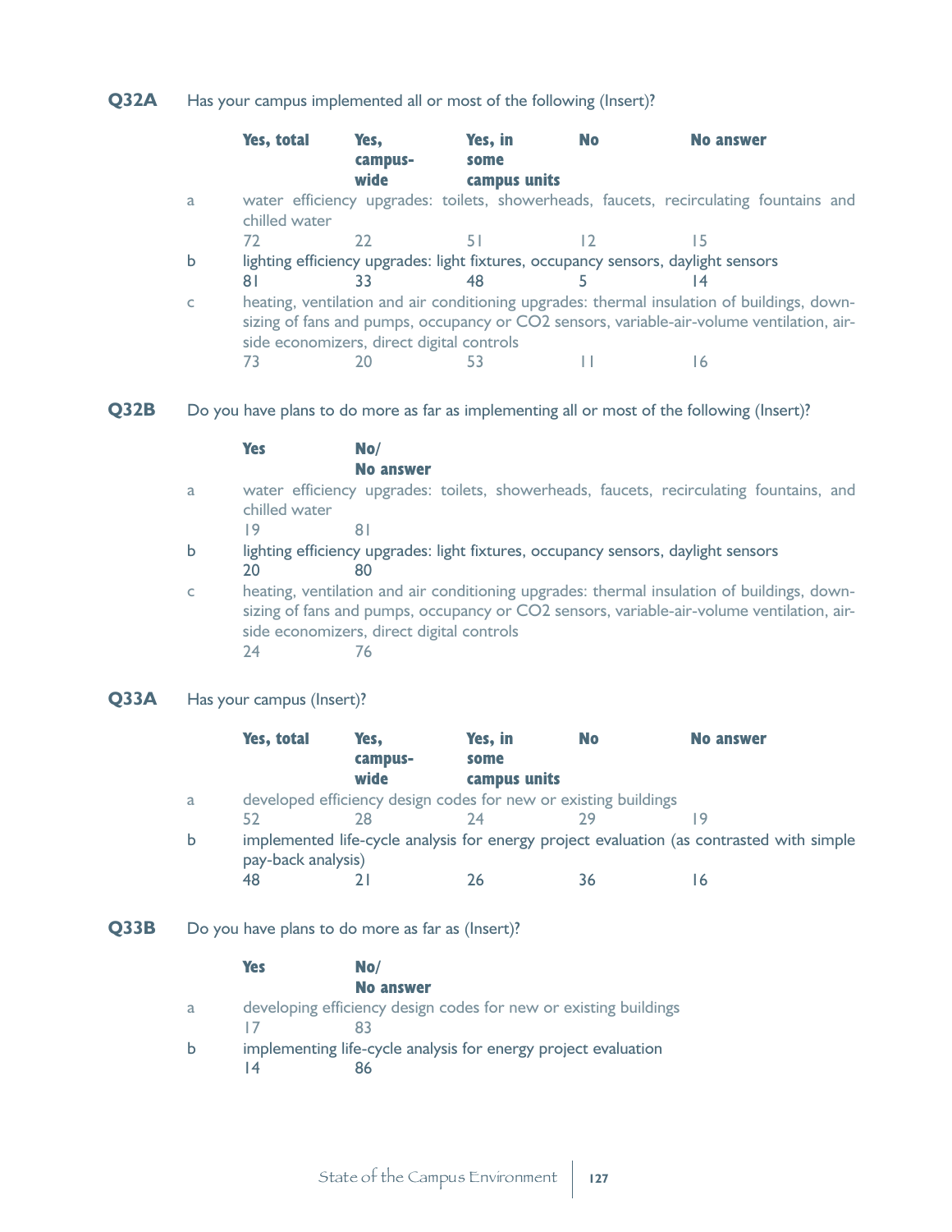**Q32A** Has your campus implemented all or most of the following (Insert)?

| | Yes, total | Yes, campus-wide | Yes, in some campus units | No | No answer |
|---|---|---|---|---|---|
| a water efficiency upgrades: toilets, showerheads, faucets, recirculating fountains and chilled water | 72 | 22 | 51 | 12 | 15 |
| b lighting efficiency upgrades: light fixtures, occupancy sensors, daylight sensors | 81 | 33 | 48 | 5 | 14 |
| c heating, ventilation and air conditioning upgrades: thermal insulation of buildings, downsizing of fans and pumps, occupancy or $CO_2$ sensors, variable-air-volume ventilation, air-side economizers, direct digital controls | 73 | 20 | 53 | 11 | 16 |

**Q32B** Do you have plans to do more as far as implementing all or most of the following (Insert)?

| | Yes | No/ No answer |
|---|---|---|
| a water efficiency upgrades: toilets, showerheads, faucets, recirculating fountains, and chilled water | 19 | 81 |
| b lighting efficiency upgrades: light fixtures, occupancy sensors, daylight sensors | 20 | 80 |
| c heating, ventilation and air conditioning upgrades: thermal insulation of buildings, downsizing of fans and pumps, occupancy or $CO_2$ sensors, variable-air-volume ventilation, air-side economizers, direct digital controls | 24 | 76 |

**Q33A** Has your campus (Insert)?

| | Yes, total | Yes, campus-wide | Yes, in some campus units | No | No answer |
|---|---|---|---|---|---|
| a developed efficiency design codes for new or existing buildings | 52 | 28 | 24 | 29 | 19 |
| b implemented life-cycle analysis for energy project evaluation (as contrasted with simple pay-back analysis) | 48 | 21 | 26 | 36 | 16 |

**Q33B** Do you have plans to do more as far as (Insert)?

| | Yes | No/ No answer |
|---|---|---|
| a developing efficiency design codes for new or existing buildings | 17 | 83 |
| b implementing life-cycle analysis for energy project evaluation | 14 | 86 |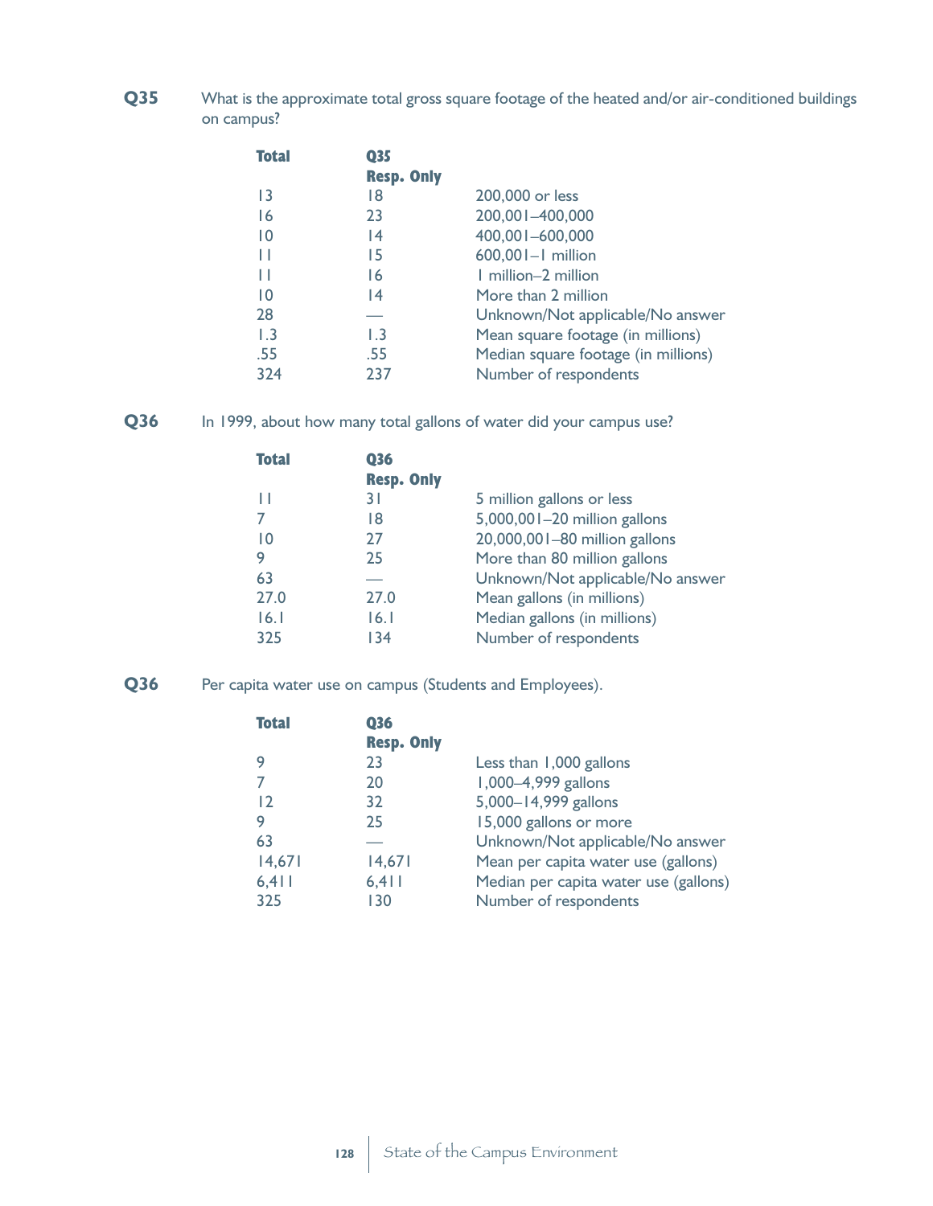**Q35** What is the approximate total gross square footage of the heated and/or air-conditioned buildings on campus?

| Total | Q35 Resp. Only | |
|---|---|---|
| 13 | 18 | 200,000 or less |
| 16 | 23 | 200,001–400,000 |
| 10 | 14 | 400,001–600,000 |
| 11 | 15 | 600,001–1 million |
| 11 | 16 | 1 million–2 million |
| 10 | 14 | More than 2 million |
| 28 | — | Unknown/Not applicable/No answer |
| 1.3 | 1.3 | Mean square footage (in millions) |
| .55 | .55 | Median square footage (in millions) |
| 324 | 237 | Number of respondents |

**Q36** In 1999, about how many total gallons of water did your campus use?

| Total | Q36 Resp. Only | |
|---|---|---|
| 11 | 31 | 5 million gallons or less |
| 7 | 18 | 5,000,001–20 million gallons |
| 10 | 27 | 20,000,001–80 million gallons |
| 9 | 25 | More than 80 million gallons |
| 63 | — | Unknown/Not applicable/No answer |
| 27.0 | 27.0 | Mean gallons (in millions) |
| 16.1 | 16.1 | Median gallons (in millions) |
| 325 | 134 | Number of respondents |

**Q36** Per capita water use on campus (Students and Employees).

| Total | Q36 Resp. Only | |
|---|---|---|
| 9 | 23 | Less than 1,000 gallons |
| 7 | 20 | 1,000–4,999 gallons |
| 12 | 32 | 5,000–14,999 gallons |
| 9 | 25 | 15,000 gallons or more |
| 63 | — | Unknown/Not applicable/No answer |
| 14,671 | 14,671 | Mean per capita water use (gallons) |
| 6,411 | 6,411 | Median per capita water use (gallons) |
| 325 | 130 | Number of respondents |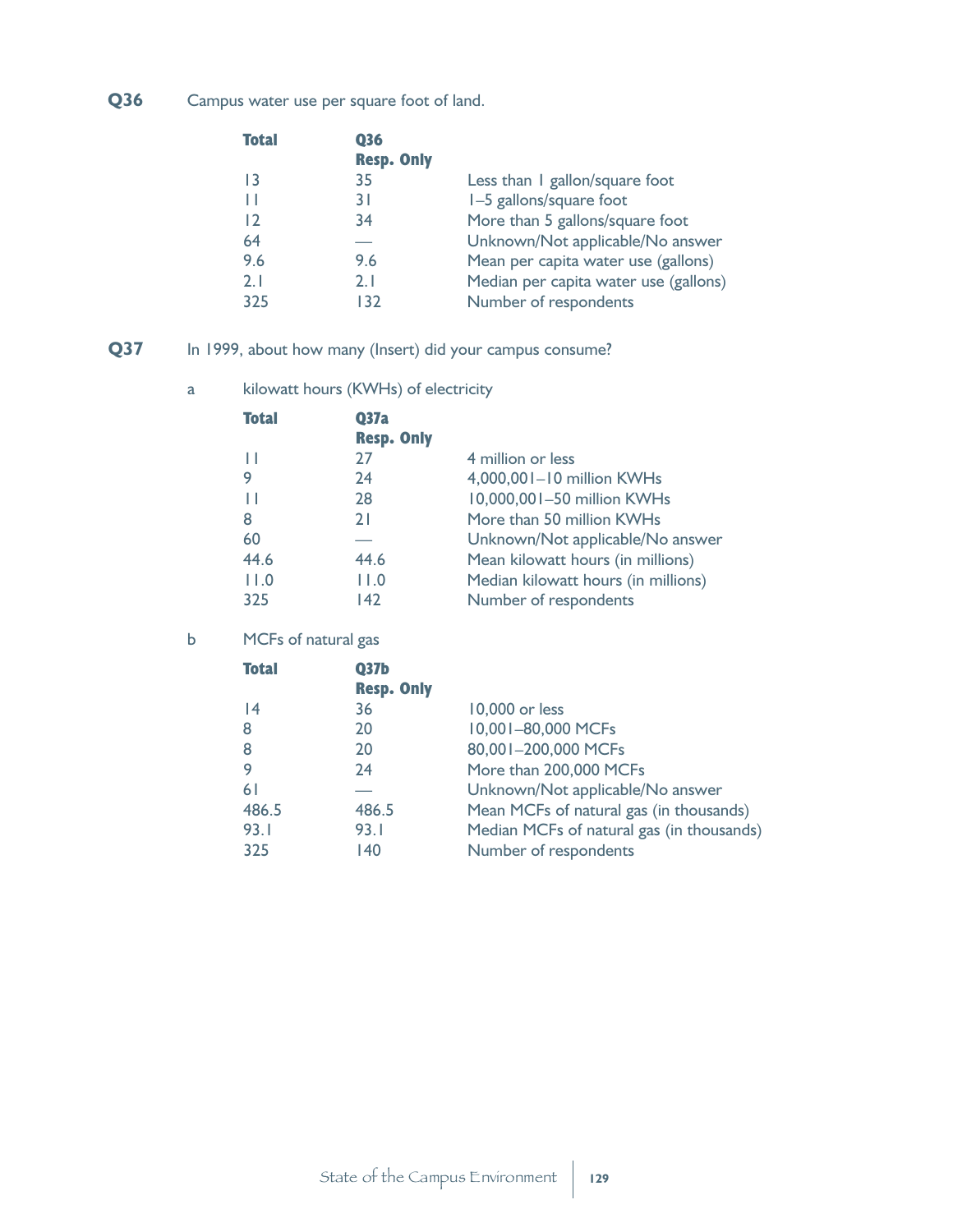**Q36** Campus water use per square foot of land.

| Total | Q36 Resp. Only | |
|---|---|---|
| 13 | 35 | Less than 1 gallon/square foot |
| 11 | 31 | 1–5 gallons/square foot |
| 12 | 34 | More than 5 gallons/square foot |
| 64 | — | Unknown/Not applicable/No answer |
| 9.6 | 9.6 | Mean per capita water use (gallons) |
| 2.1 | 2.1 | Median per capita water use (gallons) |
| 325 | 132 | Number of respondents |

**Q37** In 1999, about how many (Insert) did your campus consume?

a kilowatt hours (KWHs) of electricity

| Total | Q37a Resp. Only | |
|---|---|---|
| 11 | 27 | 4 million or less |
| 9 | 24 | 4,000,001–10 million KWHs |
| 11 | 28 | 10,000,001–50 million KWHs |
| 8 | 21 | More than 50 million KWHs |
| 60 | — | Unknown/Not applicable/No answer |
| 44.6 | 44.6 | Mean kilowatt hours (in millions) |
| 11.0 | 11.0 | Median kilowatt hours (in millions) |
| 325 | 142 | Number of respondents |

b MCFs of natural gas

| Total | Q37b Resp. Only | |
|---|---|---|
| 14 | 36 | 10,000 or less |
| 8 | 20 | 10,001–80,000 MCFs |
| 8 | 20 | 80,001–200,000 MCFs |
| 9 | 24 | More than 200,000 MCFs |
| 61 | — | Unknown/Not applicable/No answer |
| 486.5 | 486.5 | Mean MCFs of natural gas (in thousands) |
| 93.1 | 93.1 | Median MCFs of natural gas (in thousands) |
| 325 | 140 | Number of respondents |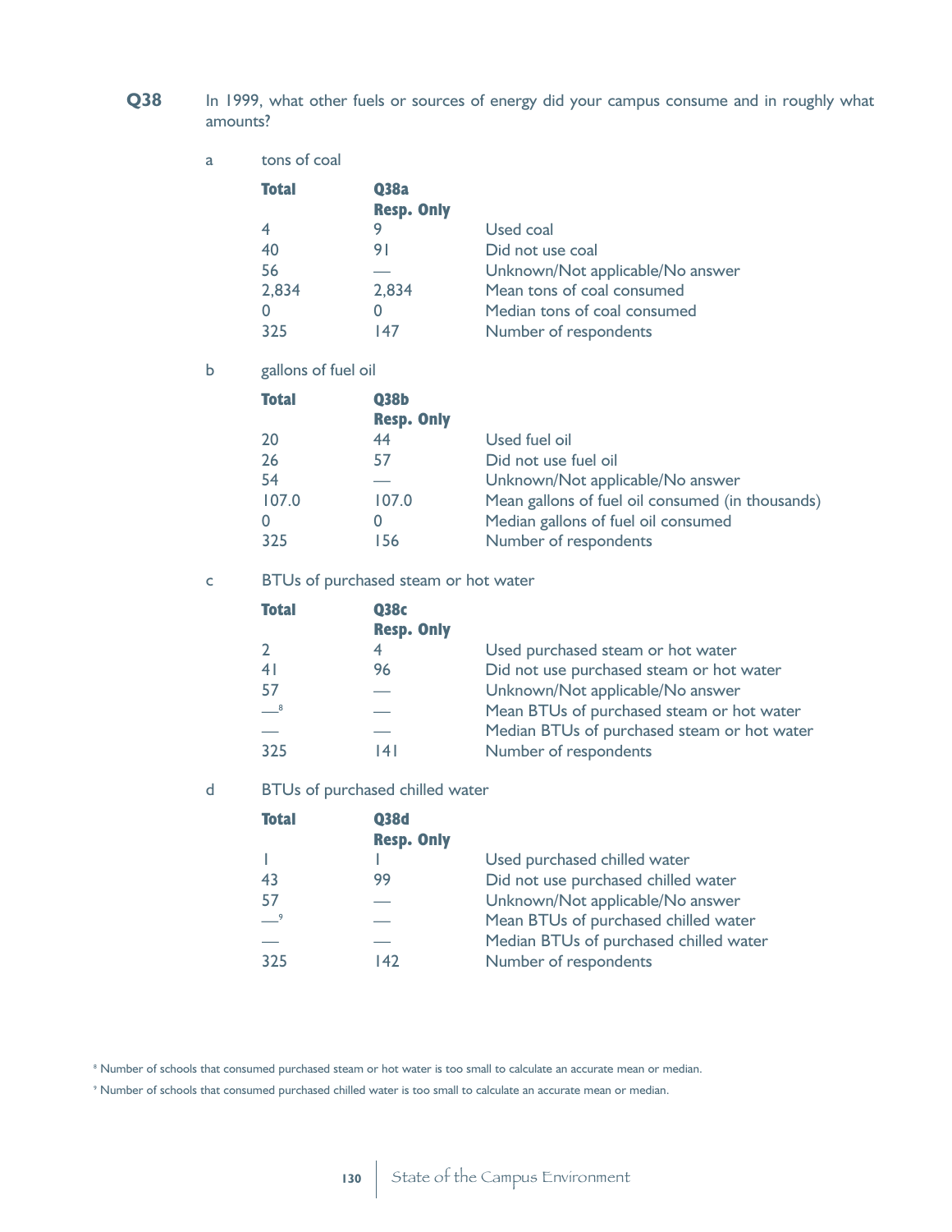**Q38** In 1999, what other fuels or sources of energy did your campus consume and in roughly what amounts?

a tons of coal

| Total | Q38a Resp. Only | |
|---|---|---|
| 4 | 9 | Used coal |
| 40 | 91 | Did not use coal |
| 56 | — | Unknown/Not applicable/No answer |
| 2,834 | 2,834 | Mean tons of coal consumed |
| 0 | 0 | Median tons of coal consumed |
| 325 | 147 | Number of respondents |

b gallons of fuel oil

| Total | Q38b Resp. Only | |
|---|---|---|
| 20 | 44 | Used fuel oil |
| 26 | 57 | Did not use fuel oil |
| 54 | — | Unknown/Not applicable/No answer |
| 107.0 | 107.0 | Mean gallons of fuel oil consumed (in thousands) |
| 0 | 0 | Median gallons of fuel oil consumed |
| 325 | 156 | Number of respondents |

c BTUs of purchased steam or hot water

| Total | Q38c Resp. Only | |
|---|---|---|
| 2 | 4 | Used purchased steam or hot water |
| 41 | 96 | Did not use purchased steam or hot water |
| 57 | — | Unknown/Not applicable/No answer |
| —[8] | — | Mean BTUs of purchased steam or hot water |
| — | — | Median BTUs of purchased steam or hot water |
| 325 | 141 | Number of respondents |

d BTUs of purchased chilled water

| Total | Q38d Resp. Only | |
|---|---|---|
| 1 | 1 | Used purchased chilled water |
| 43 | 99 | Did not use purchased chilled water |
| 57 | — | Unknown/Not applicable/No answer |
| —[9] | — | Mean BTUs of purchased chilled water |
| — | — | Median BTUs of purchased chilled water |
| 325 | 142 | Number of respondents |

[8] Number of schools that consumed purchased steam or hot water is too small to calculate an accurate mean or median.

[9] Number of schools that consumed purchased chilled water is too small to calculate an accurate mean or median.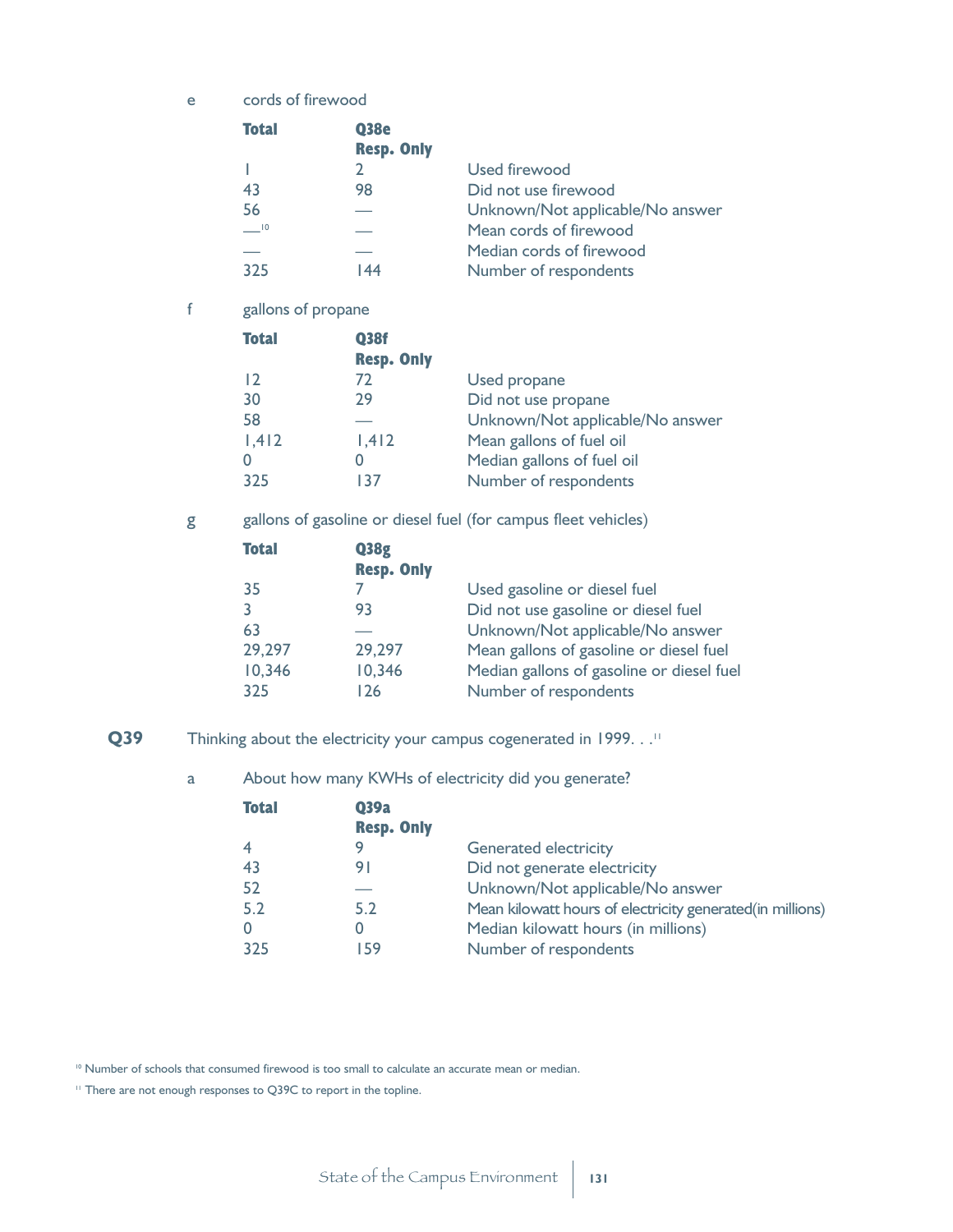e cords of firewood

| Total | Q38e Resp. Only | |
|---|---|---|
| 1 | 2 | Used firewood |
| 43 | 98 | Did not use firewood |
| 56 | — | Unknown/Not applicable/No answer |
| —[10] | — | Mean cords of firewood |
| — | — | Median cords of firewood |
| 325 | 144 | Number of respondents |

f gallons of propane

| Total | Q38f Resp. Only | |
|---|---|---|
| 12 | 72 | Used propane |
| 30 | 29 | Did not use propane |
| 58 | — | Unknown/Not applicable/No answer |
| 1,412 | 1,412 | Mean gallons of fuel oil |
| 0 | 0 | Median gallons of fuel oil |
| 325 | 137 | Number of respondents |

g gallons of gasoline or diesel fuel (for campus fleet vehicles)

| Total | Q38g Resp. Only | |
|---|---|---|
| 35 | 7 | Used gasoline or diesel fuel |
| 3 | 93 | Did not use gasoline or diesel fuel |
| 63 | — | Unknown/Not applicable/No answer |
| 29,297 | 29,297 | Mean gallons of gasoline or diesel fuel |
| 10,346 | 10,346 | Median gallons of gasoline or diesel fuel |
| 325 | 126 | Number of respondents |

**Q39** Thinking about the electricity your campus cogenerated in 1999. . .[11]

a About how many KWHs of electricity did you generate?

| Total | Q39a Resp. Only | |
|---|---|---|
| 4 | 9 | Generated electricity |
| 43 | 91 | Did not generate electricity |
| 52 | — | Unknown/Not applicable/No answer |
| 5.2 | 5.2 | Mean kilowatt hours of electricity generated(in millions) |
| 0 | 0 | Median kilowatt hours (in millions) |
| 325 | 159 | Number of respondents |

[10] Number of schools that consumed firewood is too small to calculate an accurate mean or median.

[11] There are not enough responses to Q39C to report in the topline.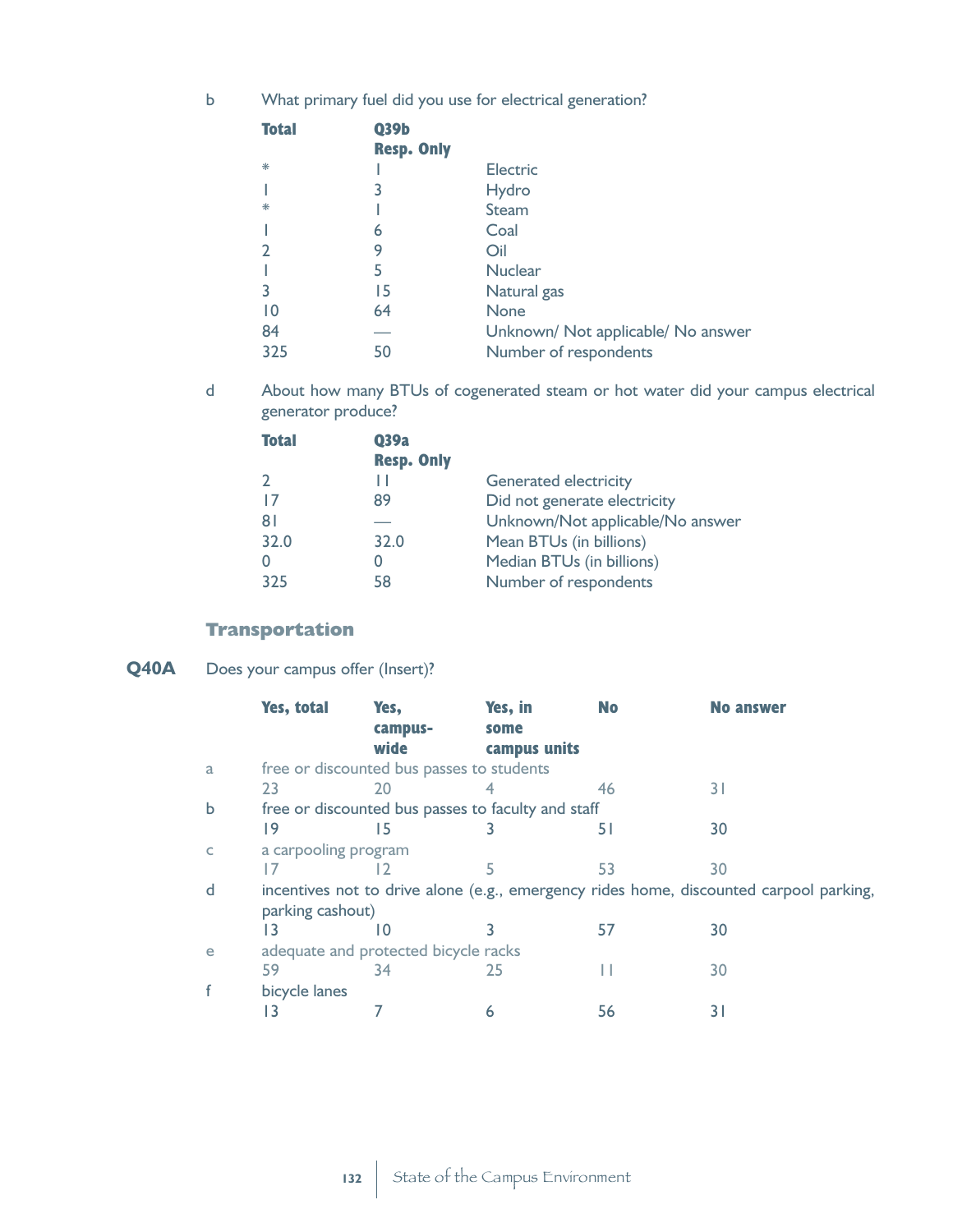b What primary fuel did you use for electrical generation?

| Total | Q39b Resp. Only | |
|---|---|---|
| * | 1 | Electric |
| 1 | 3 | Hydro |
| * | 1 | Steam |
| 1 | 6 | Coal |
| 2 | 9 | Oil |
| 1 | 5 | Nuclear |
| 3 | 15 | Natural gas |
| 10 | 64 | None |
| 84 | — | Unknown/ Not applicable/ No answer |
| 325 | 50 | Number of respondents |

d About how many BTUs of cogenerated steam or hot water did your campus electrical generator produce?

| Total | Q39a Resp. Only | |
|---|---|---|
| 2 | 11 | Generated electricity |
| 17 | 89 | Did not generate electricity |
| 81 | — | Unknown/Not applicable/No answer |
| 32.0 | 32.0 | Mean BTUs (in billions) |
| 0 | 0 | Median BTUs (in billions) |
| 325 | 58 | Number of respondents |

## Transportation

**Q40A** Does your campus offer (Insert)?

| | Yes, total | Yes, campus-wide | Yes, in some campus units | No | No answer |
|---|---|---|---|---|---|
| a free or discounted bus passes to students | 23 | 20 | 4 | 46 | 31 |
| b free or discounted bus passes to faculty and staff | 19 | 15 | 3 | 51 | 30 |
| c a carpooling program | 17 | 12 | 5 | 53 | 30 |
| d incentives not to drive alone (e.g., emergency rides home, discounted carpool parking, parking cashout) | 13 | 10 | 3 | 57 | 30 |
| e adequate and protected bicycle racks | 59 | 34 | 25 | 11 | 30 |
| f bicycle lanes | 13 | 7 | 6 | 56 | 31 |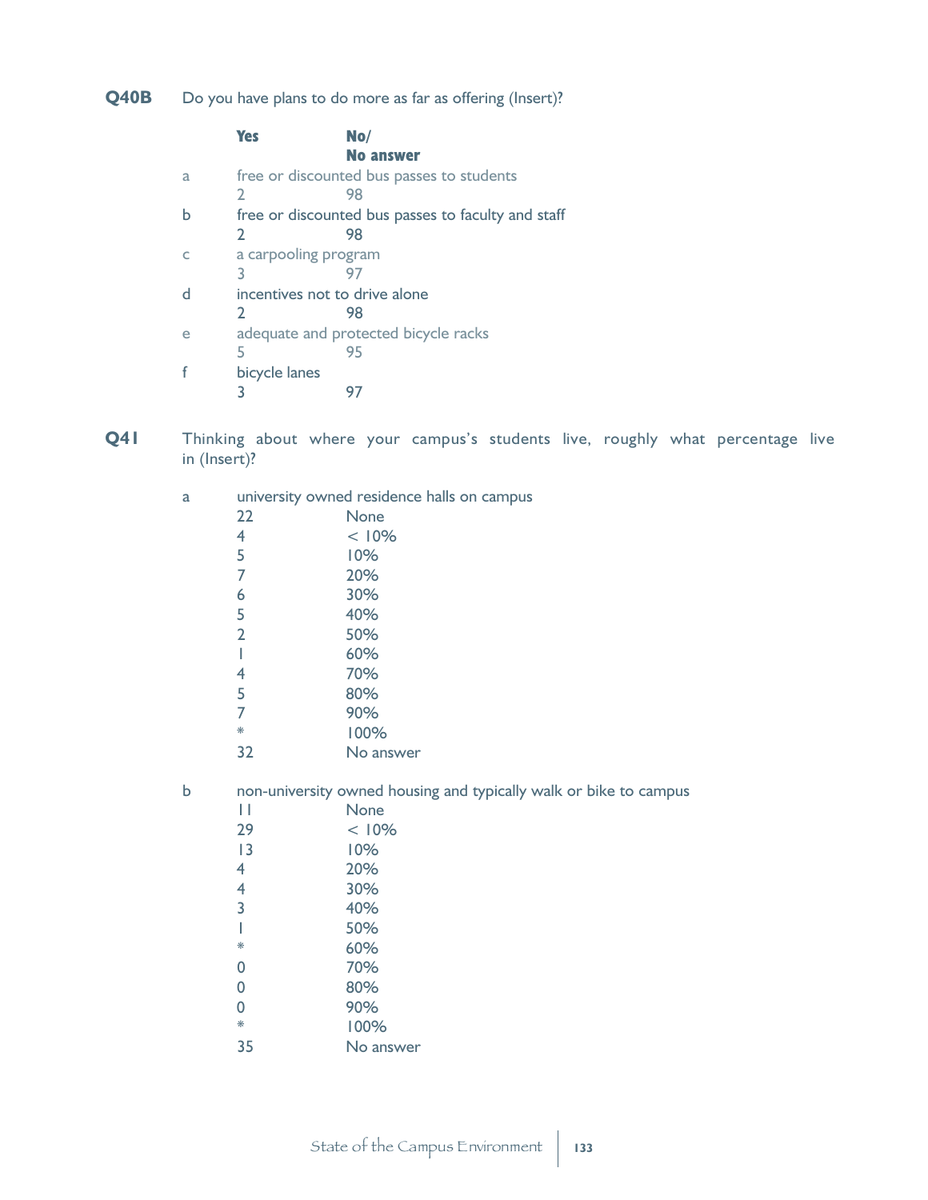**Q40B** Do you have plans to do more as far as offering (Insert)?

| | Yes | No/ No answer |
|---|---|---|
| a | free or discounted bus passes to students | |
| | 2 | 98 |
| b | free or discounted bus passes to faculty and staff | |
| | 2 | 98 |
| c | a carpooling program | |
| | 3 | 97 |
| d | incentives not to drive alone | |
| | 2 | 98 |
| e | adequate and protected bicycle racks | |
| | 5 | 95 |
| f | bicycle lanes | |
| | 3 | 97 |

**Q41** Thinking about where your campus's students live, roughly what percentage live in (Insert)?

a university owned residence halls on campus

| | |
|---|---|
| 22 | None |
| 4 | < 10% |
| 5 | 10% |
| 7 | 20% |
| 6 | 30% |
| 5 | 40% |
| 2 | 50% |
| 1 | 60% |
| 4 | 70% |
| 5 | 80% |
| 7 | 90% |
| * | 100% |
| 32 | No answer |

b non-university owned housing and typically walk or bike to campus

| | |
|---|---|
| 11 | None |
| 29 | < 10% |
| 13 | 10% |
| 4 | 20% |
| 4 | 30% |
| 3 | 40% |
| 1 | 50% |
| * | 60% |
| 0 | 70% |
| 0 | 80% |
| 0 | 90% |
| * | 100% |
| 35 | No answer |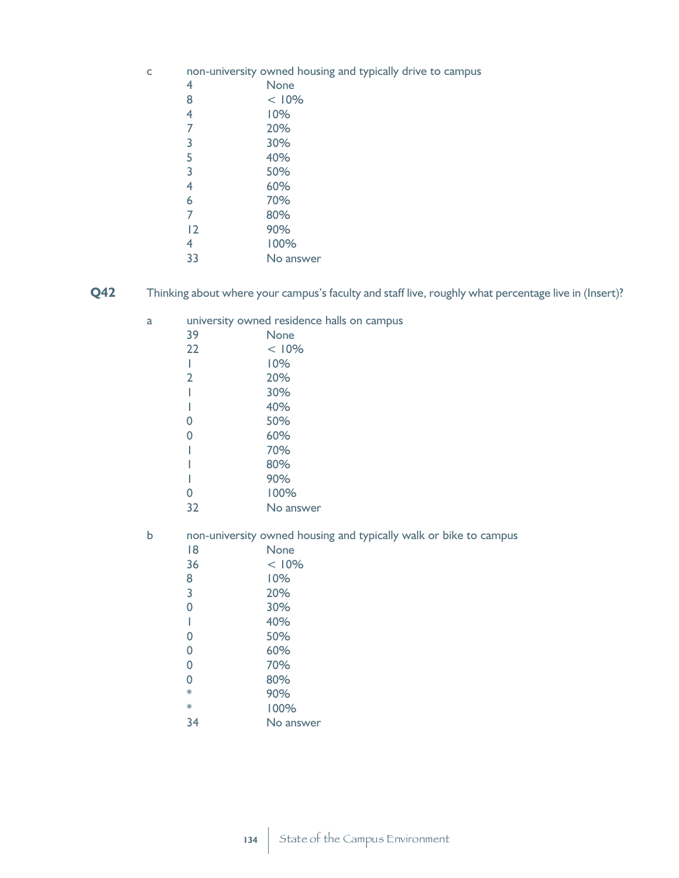c non-university owned housing and typically drive to campus

| | |
|---|---|
| 4 | None |
| 8 | < 10% |
| 4 | 10% |
| 7 | 20% |
| 3 | 30% |
| 5 | 40% |
| 3 | 50% |
| 4 | 60% |
| 6 | 70% |
| 7 | 80% |
| 12 | 90% |
| 4 | 100% |
| 33 | No answer |

**Q42** Thinking about where your campus's faculty and staff live, roughly what percentage live in (Insert)?

a university owned residence halls on campus

| | |
|---|---|
| 39 | None |
| 22 | < 10% |
| 1 | 10% |
| 2 | 20% |
| 1 | 30% |
| 1 | 40% |
| 0 | 50% |
| 0 | 60% |
| 1 | 70% |
| 1 | 80% |
| 1 | 90% |
| 0 | 100% |
| 32 | No answer |

b non-university owned housing and typically walk or bike to campus

| | |
|---|---|
| 18 | None |
| 36 | < 10% |
| 8 | 10% |
| 3 | 20% |
| 0 | 30% |
| 1 | 40% |
| 0 | 50% |
| 0 | 60% |
| 0 | 70% |
| 0 | 80% |
| * | 90% |
| * | 100% |
| 34 | No answer |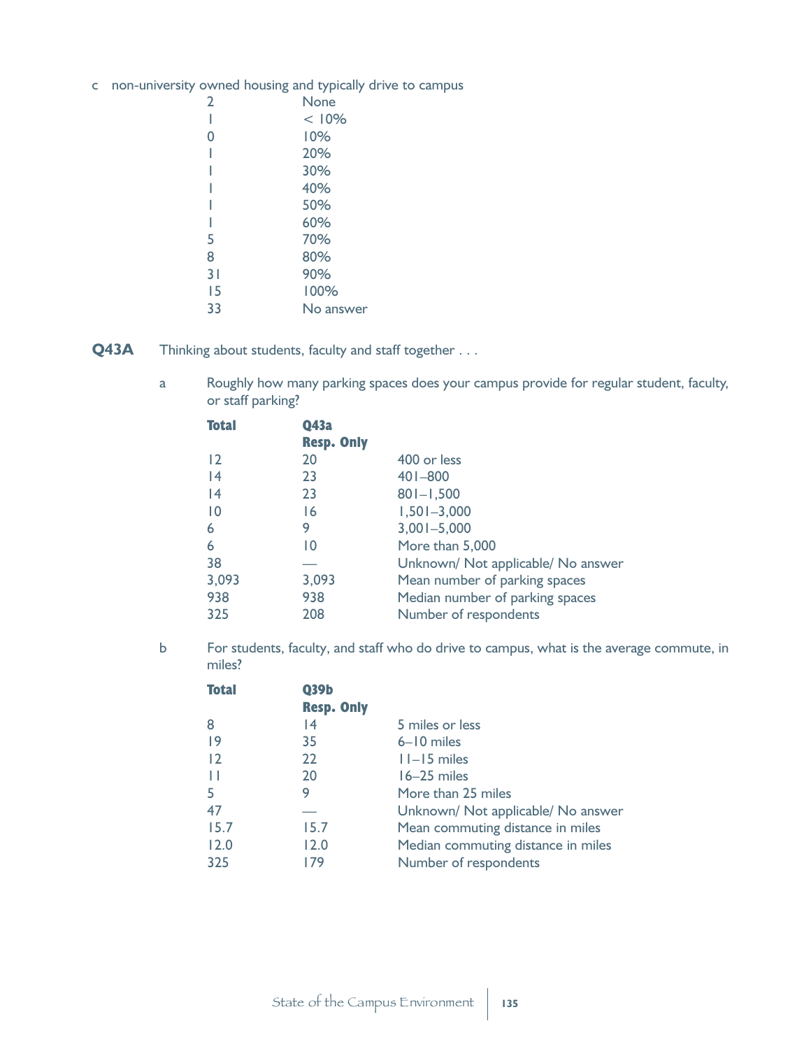c non-university owned housing and typically drive to campus

| | |
|---|---|
| 2 | None |
| 1 | < 10% |
| 0 | 10% |
| 1 | 20% |
| 1 | 30% |
| 1 | 40% |
| 1 | 50% |
| 1 | 60% |
| 5 | 70% |
| 8 | 80% |
| 31 | 90% |
| 15 | 100% |
| 33 | No answer |

**Q43A** Thinking about students, faculty and staff together . . .

a Roughly how many parking spaces does your campus provide for regular student, faculty, or staff parking?

| **Total** | **Q43a Resp. Only** | |
|---|---|---|
| 12 | 20 | 400 or less |
| 14 | 23 | 401–800 |
| 14 | 23 | 801–1,500 |
| 10 | 16 | 1,501–3,000 |
| 6 | 9 | 3,001–5,000 |
| 6 | 10 | More than 5,000 |
| 38 | — | Unknown/ Not applicable/ No answer |
| 3,093 | 3,093 | Mean number of parking spaces |
| 938 | 938 | Median number of parking spaces |
| 325 | 208 | Number of respondents |

b For students, faculty, and staff who do drive to campus, what is the average commute, in miles?

| **Total** | **Q39b Resp. Only** | |
|---|---|---|
| 8 | 14 | 5 miles or less |
| 19 | 35 | 6–10 miles |
| 12 | 22 | 11–15 miles |
| 11 | 20 | 16–25 miles |
| 5 | 9 | More than 25 miles |
| 47 | — | Unknown/ Not applicable/ No answer |
| 15.7 | 15.7 | Mean commuting distance in miles |
| 12.0 | 12.0 | Median commuting distance in miles |
| 325 | 179 | Number of respondents |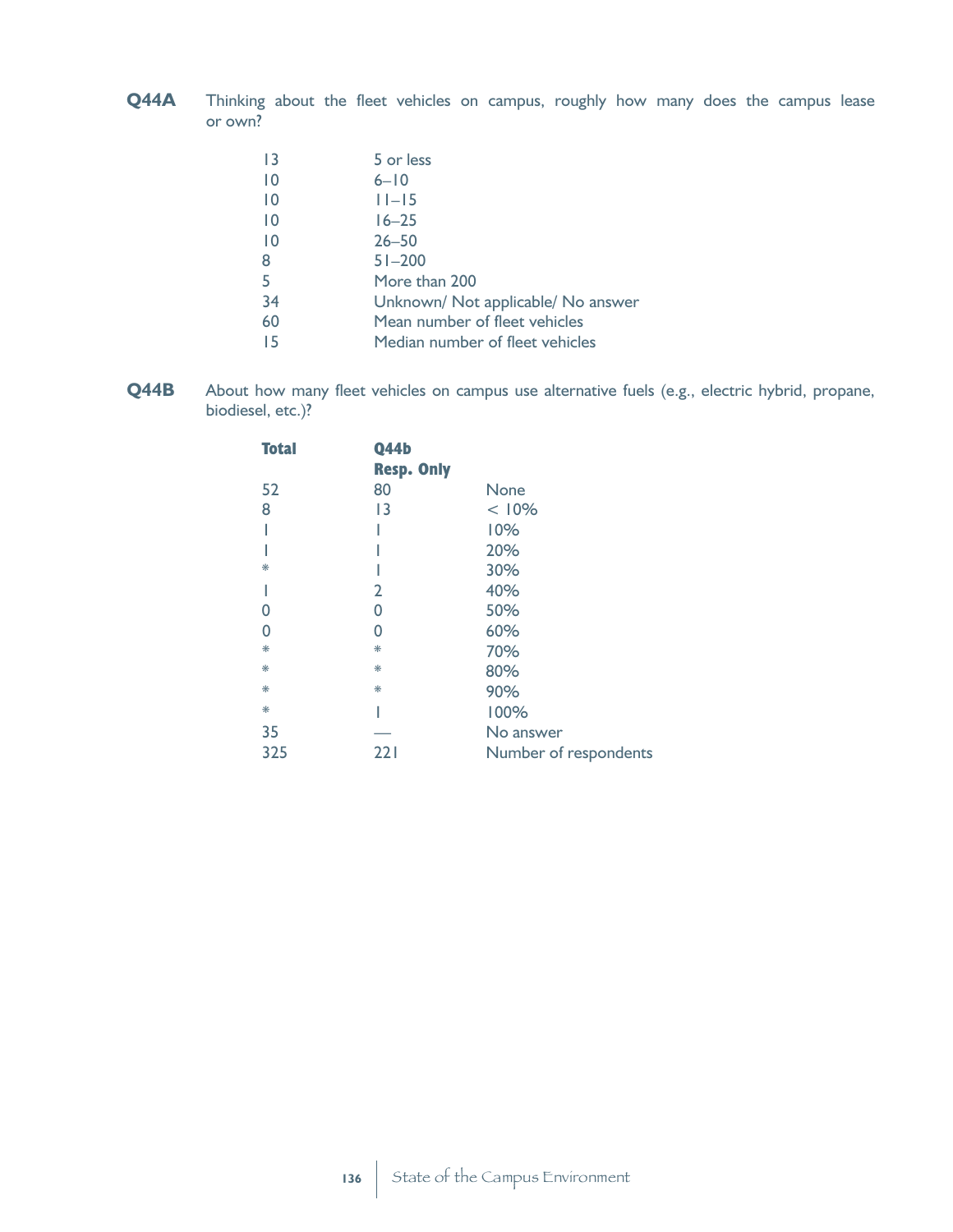**Q44A** Thinking about the fleet vehicles on campus, roughly how many does the campus lease or own?

| | |
|---|---|
| 13 | 5 or less |
| 10 | 6–10 |
| 10 | 11–15 |
| 10 | 16–25 |
| 10 | 26–50 |
| 8 | 51–200 |
| 5 | More than 200 |
| 34 | Unknown/ Not applicable/ No answer |
| 60 | Mean number of fleet vehicles |
| 15 | Median number of fleet vehicles |

**Q44B** About how many fleet vehicles on campus use alternative fuels (e.g., electric hybrid, propane, biodiesel, etc.)?

| Total | Q44b Resp. Only | |
|---|---|---|
| 52 | 80 | None |
| 8 | 13 | < 10% |
| 1 | 1 | 10% |
| 1 | 1 | 20% |
| * | 1 | 30% |
| 1 | 2 | 40% |
| 0 | 0 | 50% |
| 0 | 0 | 60% |
| * | * | 70% |
| * | * | 80% |
| * | * | 90% |
| * | 1 | 100% |
| 35 | — | No answer |
| 325 | 221 | Number of respondents |